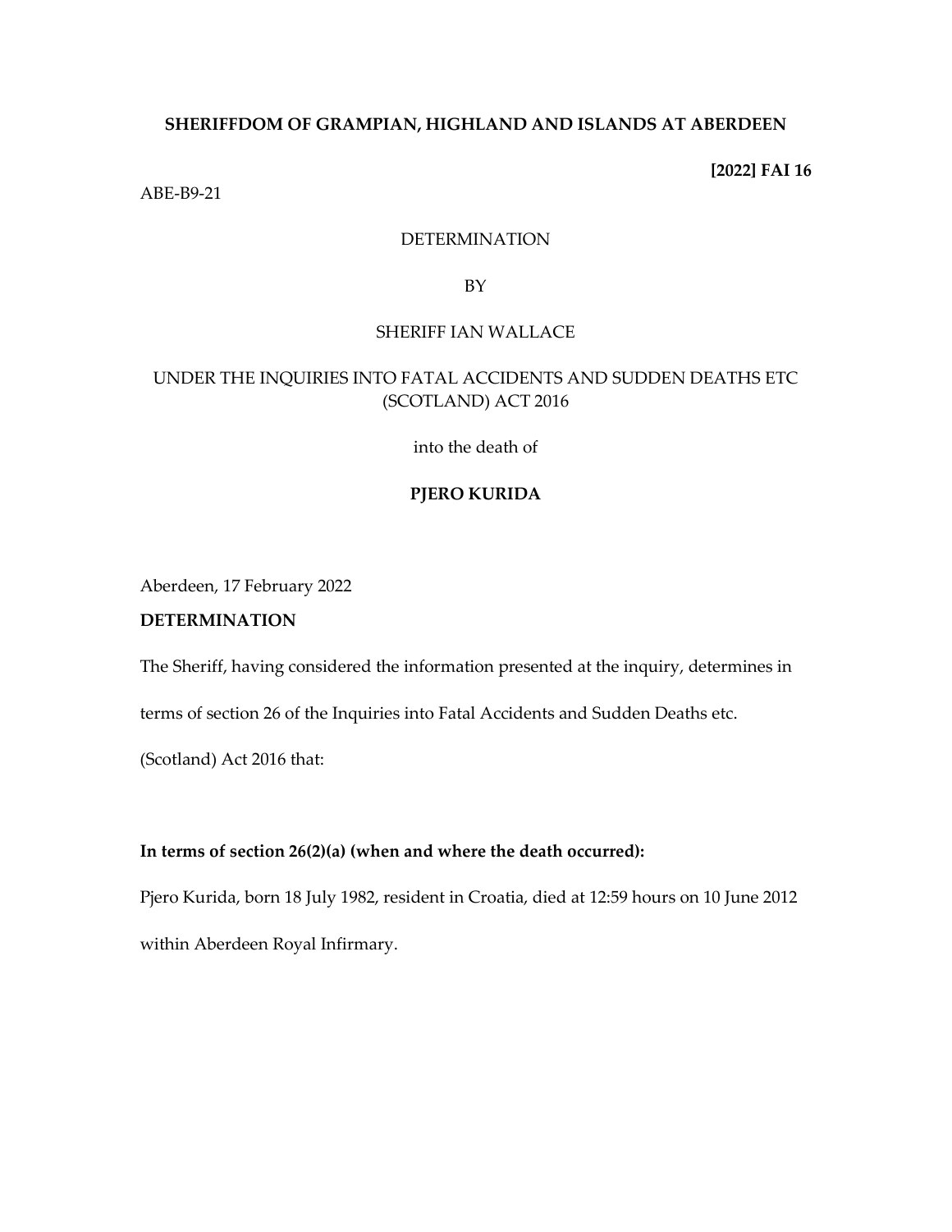**SHERIFFDOM OF GRAMPIAN, HIGHLAND AND ISLANDS AT ABERDEEN**

**[2022] FAI 16**

ABE-B9-21

DETERMINATION

BY

SHERIFF IAN WALLACE

UNDER THE INQUIRIES INTO FATAL ACCIDENTS AND SUDDEN DEATHS ETC (SCOTLAND) ACT 2016

into the death of

**PJERO KURIDA**

Aberdeen, 17 February 2022

**DETERMINATION**

The Sheriff, having considered the information presented at the inquiry, determines in terms of section 26 of the Inquiries into Fatal Accidents and Sudden Deaths etc. (Scotland) Act 2016 that:

**In terms of section 26(2)(a) (when and where the death occurred):**

Pjero Kurida, born 18 July 1982, resident in Croatia, died at 12:59 hours on 10 June 2012 within Aberdeen Royal Infirmary.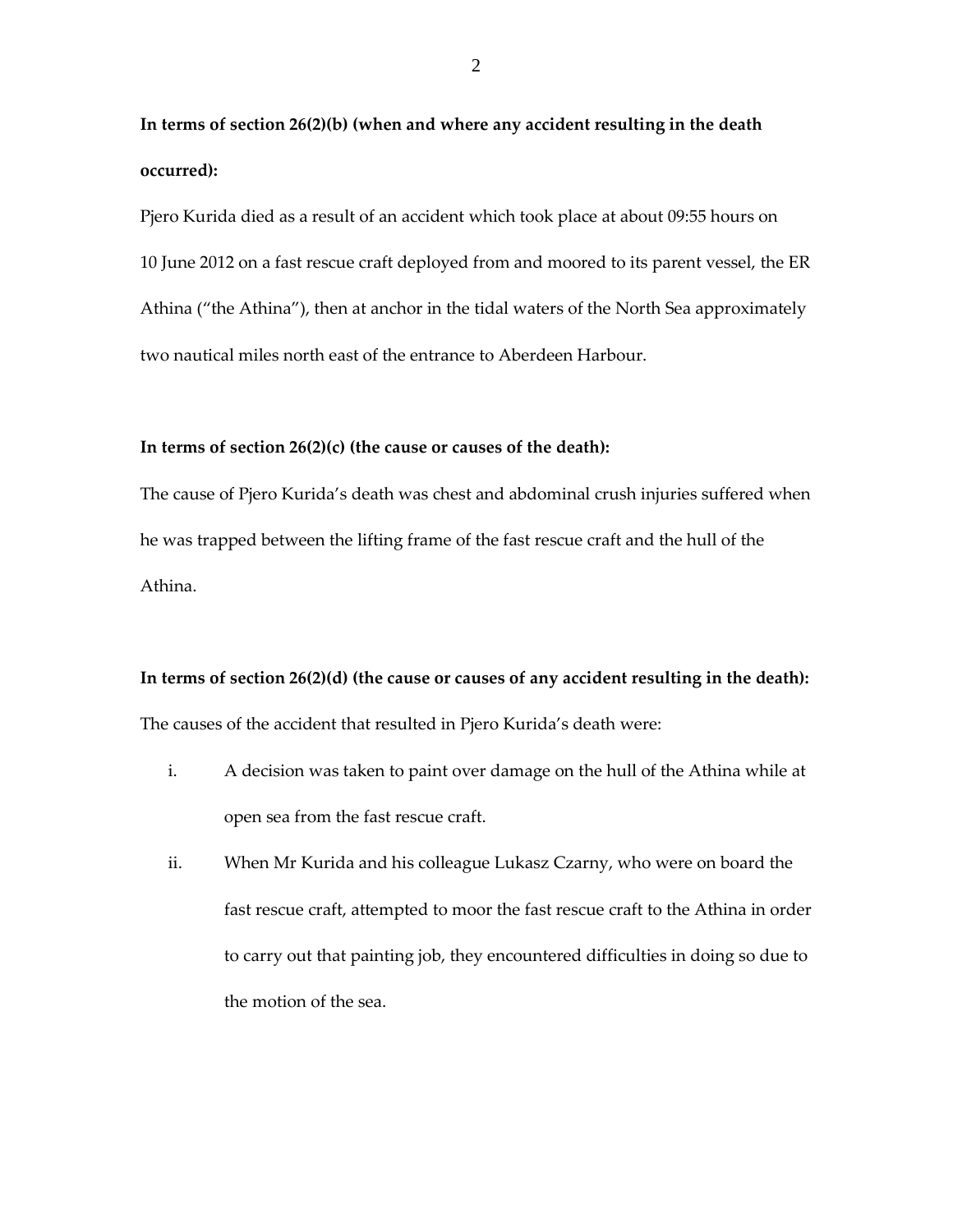**In terms of section 26(2)(b) (when and where any accident resulting in the death occurred):**

Pjero Kurida died as a result of an accident which took place at about 09:55 hours on 10 June 2012 on a fast rescue craft deployed from and moored to its parent vessel, the ER Athina ("the Athina"), then at anchor in the tidal waters of the North Sea approximately two nautical miles north east of the entrance to Aberdeen Harbour.

**In terms of section 26(2)(c) (the cause or causes of the death):**

The cause of Pjero Kurida's death was chest and abdominal crush injuries suffered when he was trapped between the lifting frame of the fast rescue craft and the hull of the Athina.

**In terms of section 26(2)(d) (the cause or causes of any accident resulting in the death):**

The causes of the accident that resulted in Pjero Kurida's death were:

i. A decision was taken to paint over damage on the hull of the Athina while at open sea from the fast rescue craft.

ii. When Mr Kurida and his colleague Lukasz Czarny, who were on board the fast rescue craft, attempted to moor the fast rescue craft to the Athina in order to carry out that painting job, they encountered difficulties in doing so due to the motion of the sea.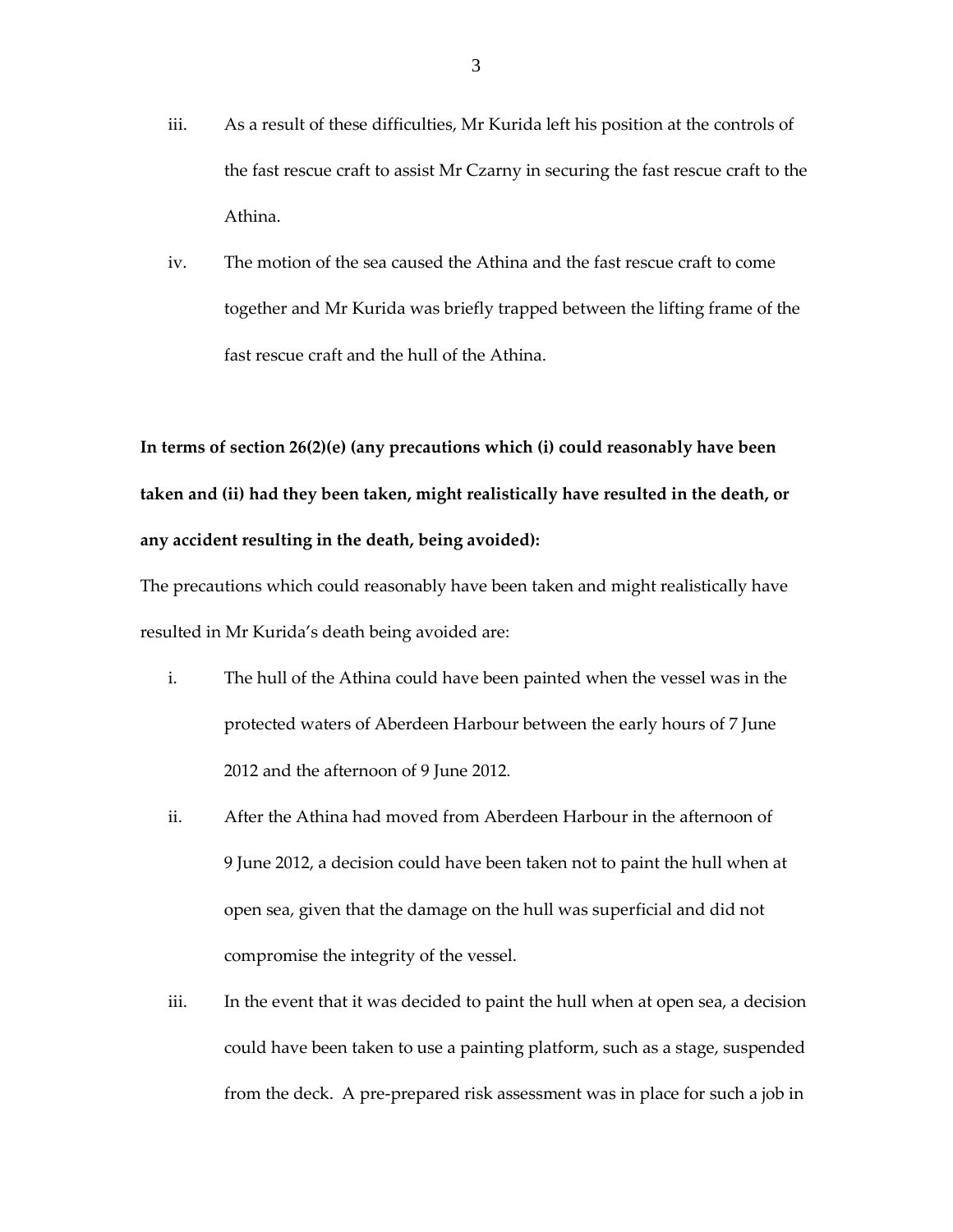iii. As a result of these difficulties, Mr Kurida left his position at the controls of the fast rescue craft to assist Mr Czarny in securing the fast rescue craft to the Athina.

iv. The motion of the sea caused the Athina and the fast rescue craft to come together and Mr Kurida was briefly trapped between the lifting frame of the fast rescue craft and the hull of the Athina.

**In terms of section 26(2)(e) (any precautions which (i) could reasonably have been taken and (ii) had they been taken, might realistically have resulted in the death, or any accident resulting in the death, being avoided):**

The precautions which could reasonably have been taken and might realistically have resulted in Mr Kurida's death being avoided are:

i. The hull of the Athina could have been painted when the vessel was in the protected waters of Aberdeen Harbour between the early hours of 7 June 2012 and the afternoon of 9 June 2012.

ii. After the Athina had moved from Aberdeen Harbour in the afternoon of 9 June 2012, a decision could have been taken not to paint the hull when at open sea, given that the damage on the hull was superficial and did not compromise the integrity of the vessel.

iii. In the event that it was decided to paint the hull when at open sea, a decision could have been taken to use a painting platform, such as a stage, suspended from the deck. A pre-prepared risk assessment was in place for such a job in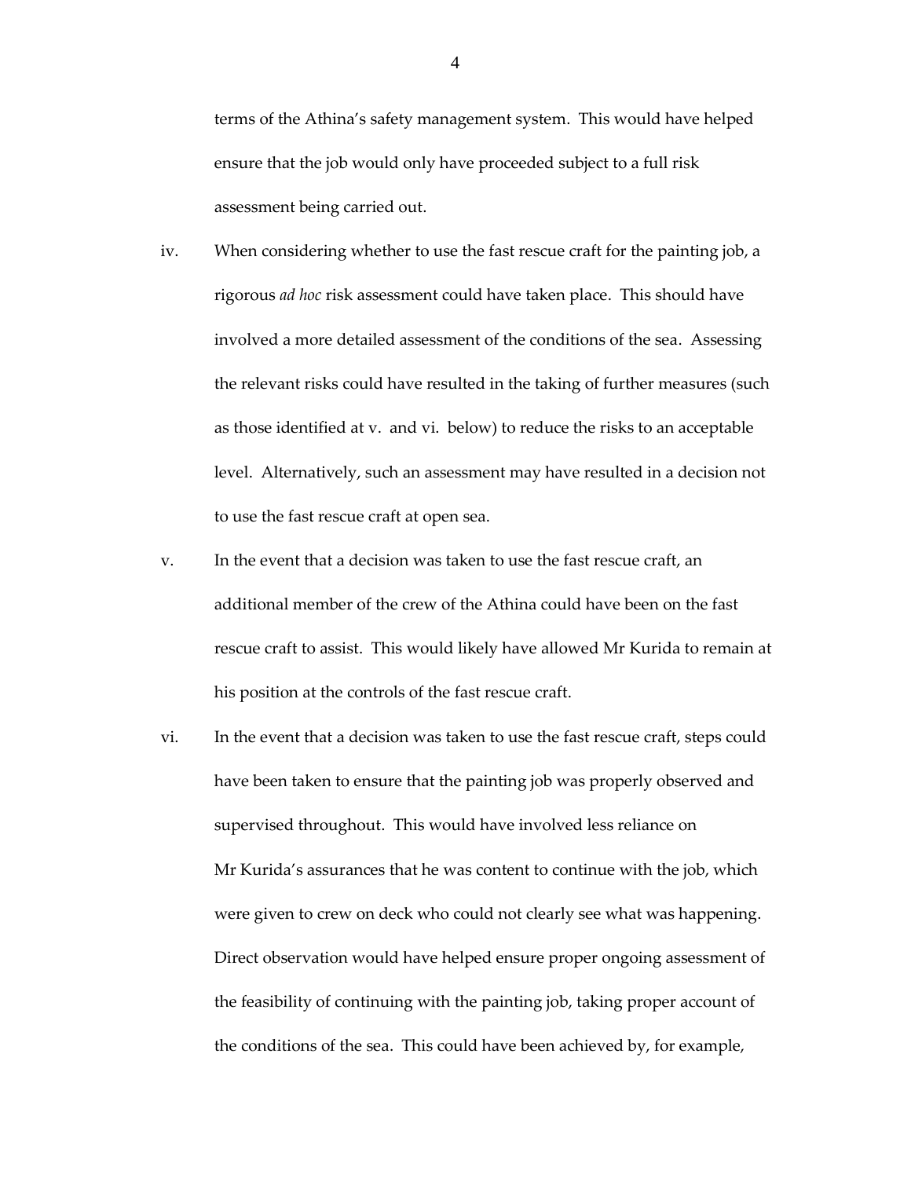terms of the Athina's safety management system. This would have helped ensure that the job would only have proceeded subject to a full risk assessment being carried out.

iv. When considering whether to use the fast rescue craft for the painting job, a rigorous *ad hoc* risk assessment could have taken place. This should have involved a more detailed assessment of the conditions of the sea. Assessing the relevant risks could have resulted in the taking of further measures (such as those identified at v. and vi. below) to reduce the risks to an acceptable level. Alternatively, such an assessment may have resulted in a decision not to use the fast rescue craft at open sea.

v. In the event that a decision was taken to use the fast rescue craft, an additional member of the crew of the Athina could have been on the fast rescue craft to assist. This would likely have allowed Mr Kurida to remain at his position at the controls of the fast rescue craft.

vi. In the event that a decision was taken to use the fast rescue craft, steps could have been taken to ensure that the painting job was properly observed and supervised throughout. This would have involved less reliance on Mr Kurida's assurances that he was content to continue with the job, which were given to crew on deck who could not clearly see what was happening. Direct observation would have helped ensure proper ongoing assessment of the feasibility of continuing with the painting job, taking proper account of the conditions of the sea. This could have been achieved by, for example,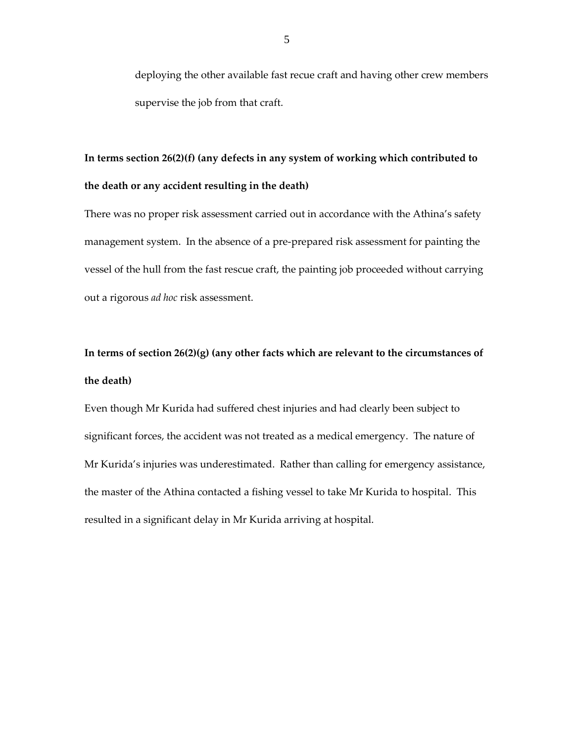deploying the other available fast recue craft and having other crew members supervise the job from that craft.

**In terms section 26(2)(f) (any defects in any system of working which contributed to the death or any accident resulting in the death)**

There was no proper risk assessment carried out in accordance with the Athina's safety management system. In the absence of a pre-prepared risk assessment for painting the vessel of the hull from the fast rescue craft, the painting job proceeded without carrying out a rigorous *ad hoc* risk assessment.

**In terms of section 26(2)(g) (any other facts which are relevant to the circumstances of the death)**

Even though Mr Kurida had suffered chest injuries and had clearly been subject to significant forces, the accident was not treated as a medical emergency. The nature of Mr Kurida's injuries was underestimated. Rather than calling for emergency assistance, the master of the Athina contacted a fishing vessel to take Mr Kurida to hospital. This resulted in a significant delay in Mr Kurida arriving at hospital.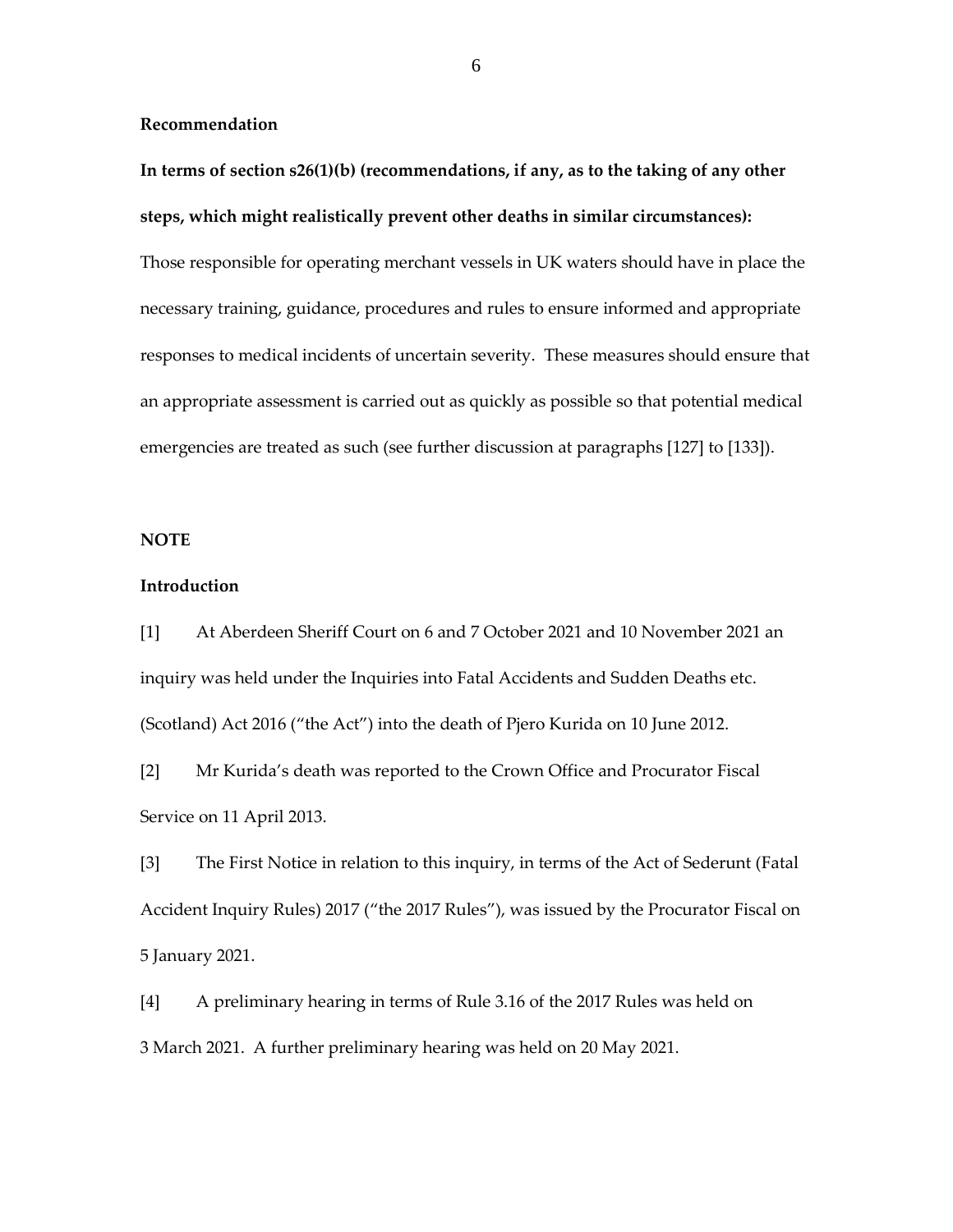**Recommendation**

**In terms of section s26(1)(b) (recommendations, if any, as to the taking of any other steps, which might realistically prevent other deaths in similar circumstances):**

Those responsible for operating merchant vessels in UK waters should have in place the necessary training, guidance, procedures and rules to ensure informed and appropriate responses to medical incidents of uncertain severity. These measures should ensure that an appropriate assessment is carried out as quickly as possible so that potential medical emergencies are treated as such (see further discussion at paragraphs [127] to [133]).

**NOTE**

**Introduction**

[1] At Aberdeen Sheriff Court on 6 and 7 October 2021 and 10 November 2021 an inquiry was held under the Inquiries into Fatal Accidents and Sudden Deaths etc. (Scotland) Act 2016 ("the Act") into the death of Pjero Kurida on 10 June 2012.

[2] Mr Kurida's death was reported to the Crown Office and Procurator Fiscal Service on 11 April 2013.

[3] The First Notice in relation to this inquiry, in terms of the Act of Sederunt (Fatal Accident Inquiry Rules) 2017 ("the 2017 Rules"), was issued by the Procurator Fiscal on 5 January 2021.

[4] A preliminary hearing in terms of Rule 3.16 of the 2017 Rules was held on 3 March 2021. A further preliminary hearing was held on 20 May 2021.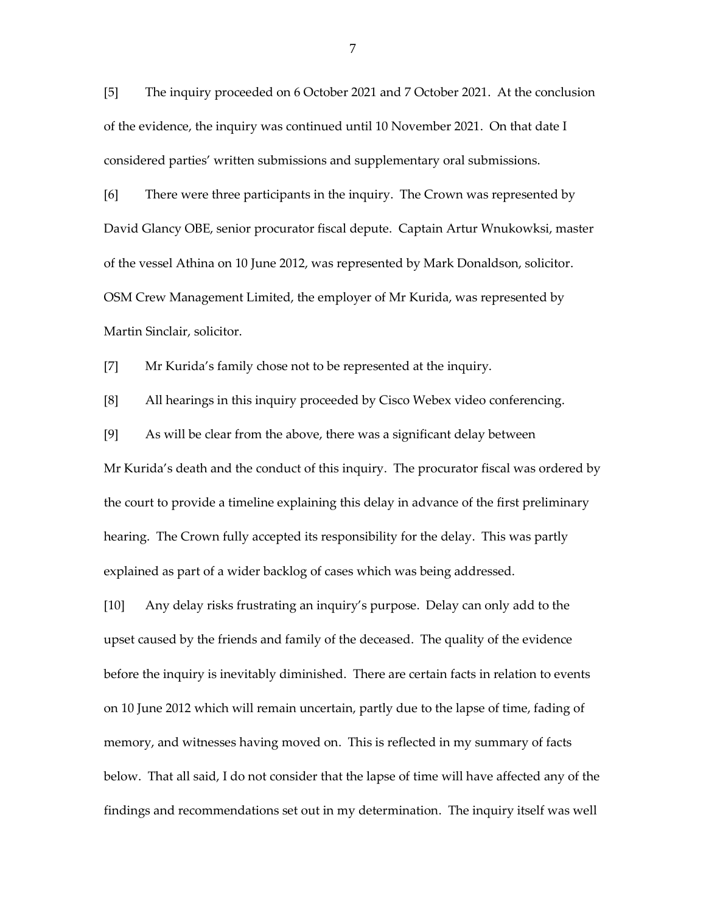[5] The inquiry proceeded on 6 October 2021 and 7 October 2021. At the conclusion of the evidence, the inquiry was continued until 10 November 2021. On that date I considered parties' written submissions and supplementary oral submissions.

[6] There were three participants in the inquiry. The Crown was represented by David Glancy OBE, senior procurator fiscal depute. Captain Artur Wnukowksi, master of the vessel Athina on 10 June 2012, was represented by Mark Donaldson, solicitor. OSM Crew Management Limited, the employer of Mr Kurida, was represented by Martin Sinclair, solicitor.

[7] Mr Kurida's family chose not to be represented at the inquiry.

[8] All hearings in this inquiry proceeded by Cisco Webex video conferencing.

[9] As will be clear from the above, there was a significant delay between Mr Kurida's death and the conduct of this inquiry. The procurator fiscal was ordered by the court to provide a timeline explaining this delay in advance of the first preliminary hearing. The Crown fully accepted its responsibility for the delay. This was partly explained as part of a wider backlog of cases which was being addressed.

[10] Any delay risks frustrating an inquiry's purpose. Delay can only add to the upset caused by the friends and family of the deceased. The quality of the evidence before the inquiry is inevitably diminished. There are certain facts in relation to events on 10 June 2012 which will remain uncertain, partly due to the lapse of time, fading of memory, and witnesses having moved on. This is reflected in my summary of facts below. That all said, I do not consider that the lapse of time will have affected any of the findings and recommendations set out in my determination. The inquiry itself was well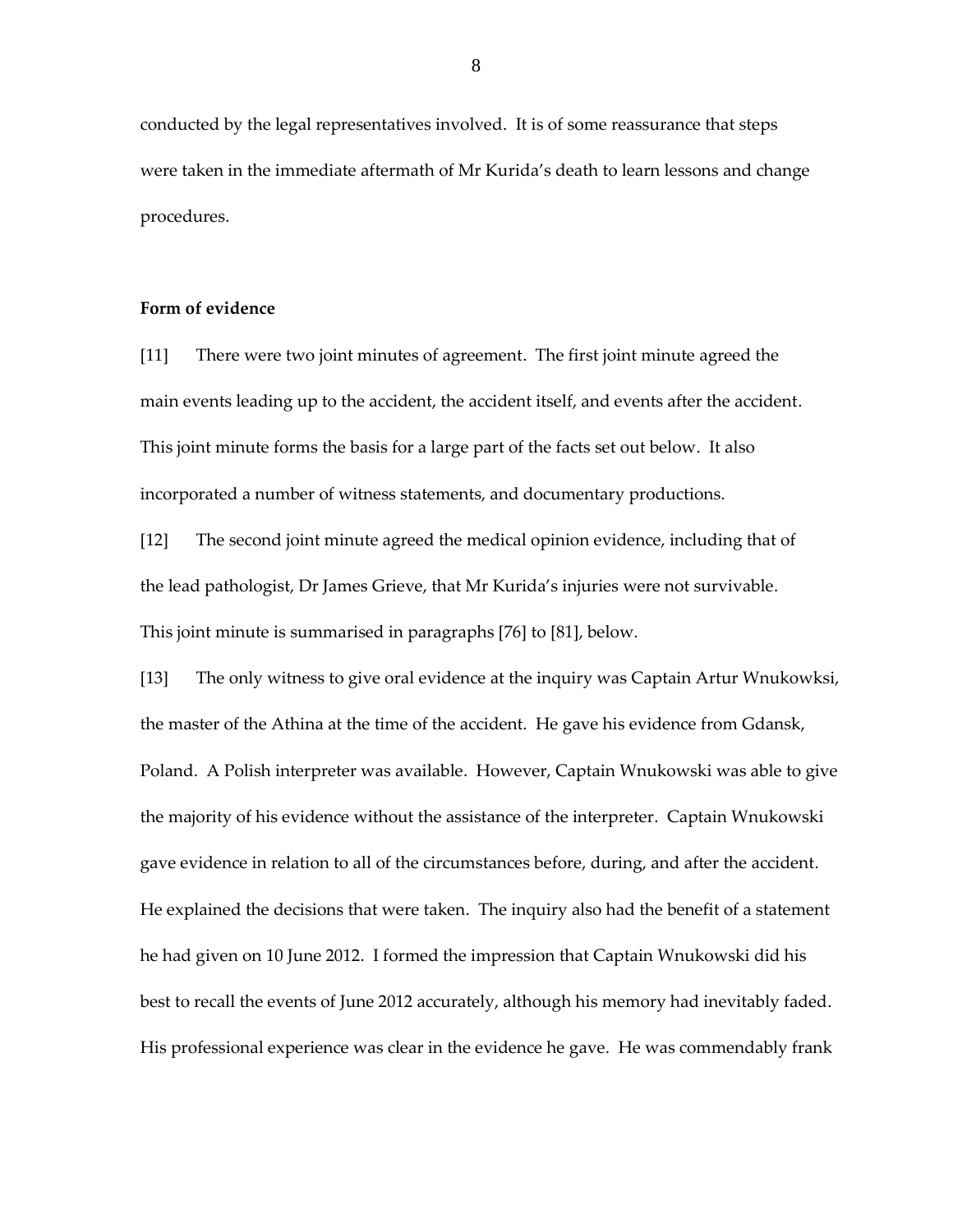conducted by the legal representatives involved. It is of some reassurance that steps were taken in the immediate aftermath of Mr Kurida's death to learn lessons and change procedures.

**Form of evidence**

[11] There were two joint minutes of agreement. The first joint minute agreed the main events leading up to the accident, the accident itself, and events after the accident. This joint minute forms the basis for a large part of the facts set out below. It also incorporated a number of witness statements, and documentary productions.

[12] The second joint minute agreed the medical opinion evidence, including that of the lead pathologist, Dr James Grieve, that Mr Kurida's injuries were not survivable. This joint minute is summarised in paragraphs [76] to [81], below.

[13] The only witness to give oral evidence at the inquiry was Captain Artur Wnukowksi, the master of the Athina at the time of the accident. He gave his evidence from Gdansk, Poland. A Polish interpreter was available. However, Captain Wnukowski was able to give the majority of his evidence without the assistance of the interpreter. Captain Wnukowski gave evidence in relation to all of the circumstances before, during, and after the accident. He explained the decisions that were taken. The inquiry also had the benefit of a statement he had given on 10 June 2012. I formed the impression that Captain Wnukowski did his best to recall the events of June 2012 accurately, although his memory had inevitably faded. His professional experience was clear in the evidence he gave. He was commendably frank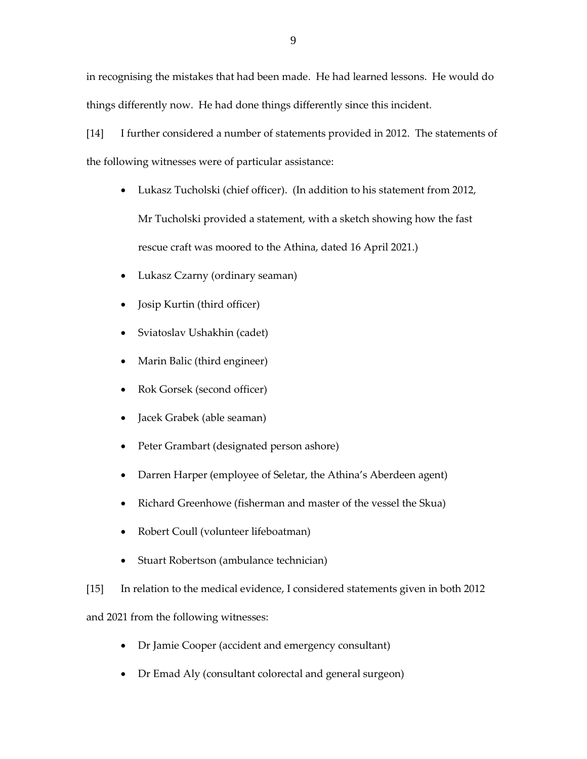in recognising the mistakes that had been made. He had learned lessons. He would do things differently now. He had done things differently since this incident.

[14] I further considered a number of statements provided in 2012. The statements of the following witnesses were of particular assistance:

- Lukasz Tucholski (chief officer). (In addition to his statement from 2012, Mr Tucholski provided a statement, with a sketch showing how the fast rescue craft was moored to the Athina, dated 16 April 2021.)
- Lukasz Czarny (ordinary seaman)
- Josip Kurtin (third officer)
- Sviatoslav Ushakhin (cadet)
- Marin Balic (third engineer)
- Rok Gorsek (second officer)
- Jacek Grabek (able seaman)
- Peter Grambart (designated person ashore)
- Darren Harper (employee of Seletar, the Athina's Aberdeen agent)
- Richard Greenhowe (fisherman and master of the vessel the Skua)
- Robert Coull (volunteer lifeboatman)
- Stuart Robertson (ambulance technician)

[15] In relation to the medical evidence, I considered statements given in both 2012 and 2021 from the following witnesses:

- Dr Jamie Cooper (accident and emergency consultant)
- Dr Emad Aly (consultant colorectal and general surgeon)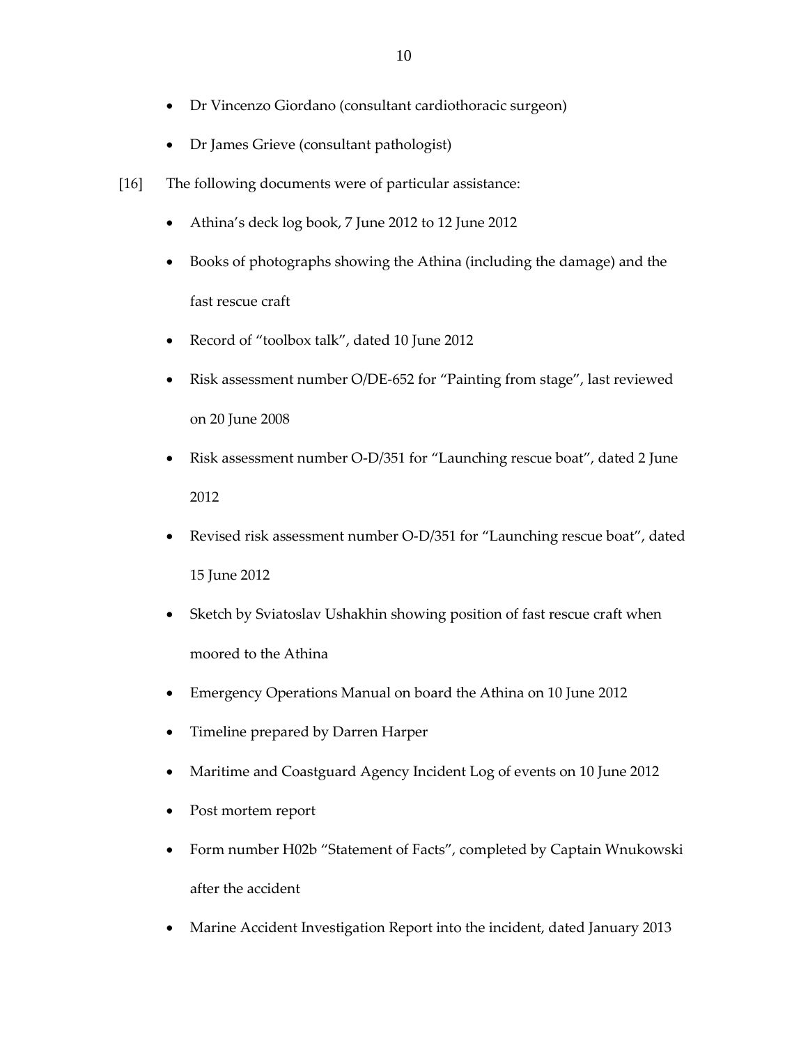- Dr Vincenzo Giordano (consultant cardiothoracic surgeon)
- Dr James Grieve (consultant pathologist)

[16] The following documents were of particular assistance:

- Athina's deck log book, 7 June 2012 to 12 June 2012
- Books of photographs showing the Athina (including the damage) and the fast rescue craft
- Record of "toolbox talk", dated 10 June 2012
- Risk assessment number O/DE-652 for "Painting from stage", last reviewed on 20 June 2008
- Risk assessment number O-D/351 for "Launching rescue boat", dated 2 June 2012
- Revised risk assessment number O-D/351 for "Launching rescue boat", dated 15 June 2012
- Sketch by Sviatoslav Ushakhin showing position of fast rescue craft when moored to the Athina
- Emergency Operations Manual on board the Athina on 10 June 2012
- Timeline prepared by Darren Harper
- Maritime and Coastguard Agency Incident Log of events on 10 June 2012
- Post mortem report
- Form number H02b "Statement of Facts", completed by Captain Wnukowski after the accident
- Marine Accident Investigation Report into the incident, dated January 2013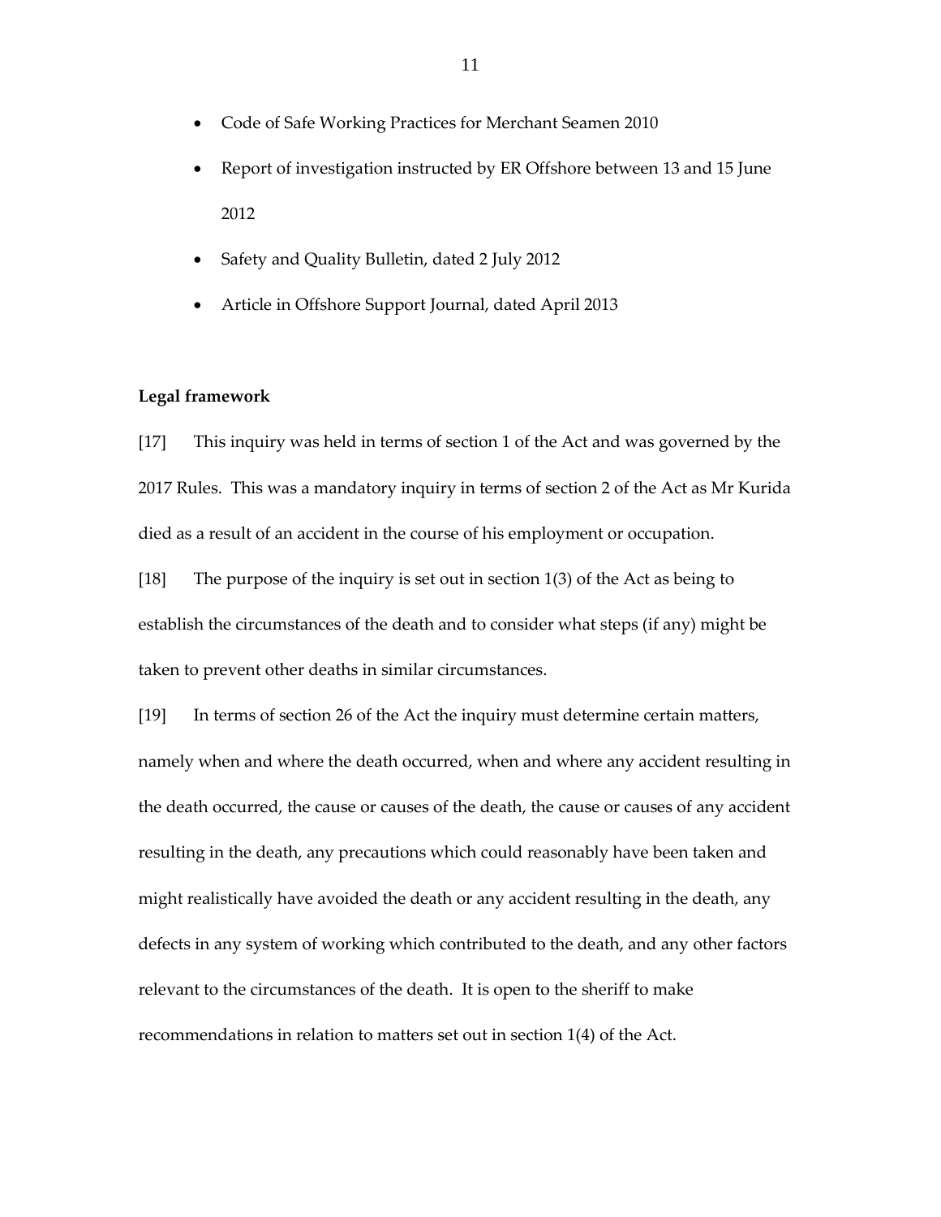- Code of Safe Working Practices for Merchant Seamen 2010
- Report of investigation instructed by ER Offshore between 13 and 15 June 2012
- Safety and Quality Bulletin, dated 2 July 2012
- Article in Offshore Support Journal, dated April 2013

**Legal framework**

[17] This inquiry was held in terms of section 1 of the Act and was governed by the 2017 Rules. This was a mandatory inquiry in terms of section 2 of the Act as Mr Kurida died as a result of an accident in the course of his employment or occupation.

[18] The purpose of the inquiry is set out in section 1(3) of the Act as being to establish the circumstances of the death and to consider what steps (if any) might be taken to prevent other deaths in similar circumstances.

[19] In terms of section 26 of the Act the inquiry must determine certain matters, namely when and where the death occurred, when and where any accident resulting in the death occurred, the cause or causes of the death, the cause or causes of any accident resulting in the death, any precautions which could reasonably have been taken and might realistically have avoided the death or any accident resulting in the death, any defects in any system of working which contributed to the death, and any other factors relevant to the circumstances of the death. It is open to the sheriff to make recommendations in relation to matters set out in section 1(4) of the Act.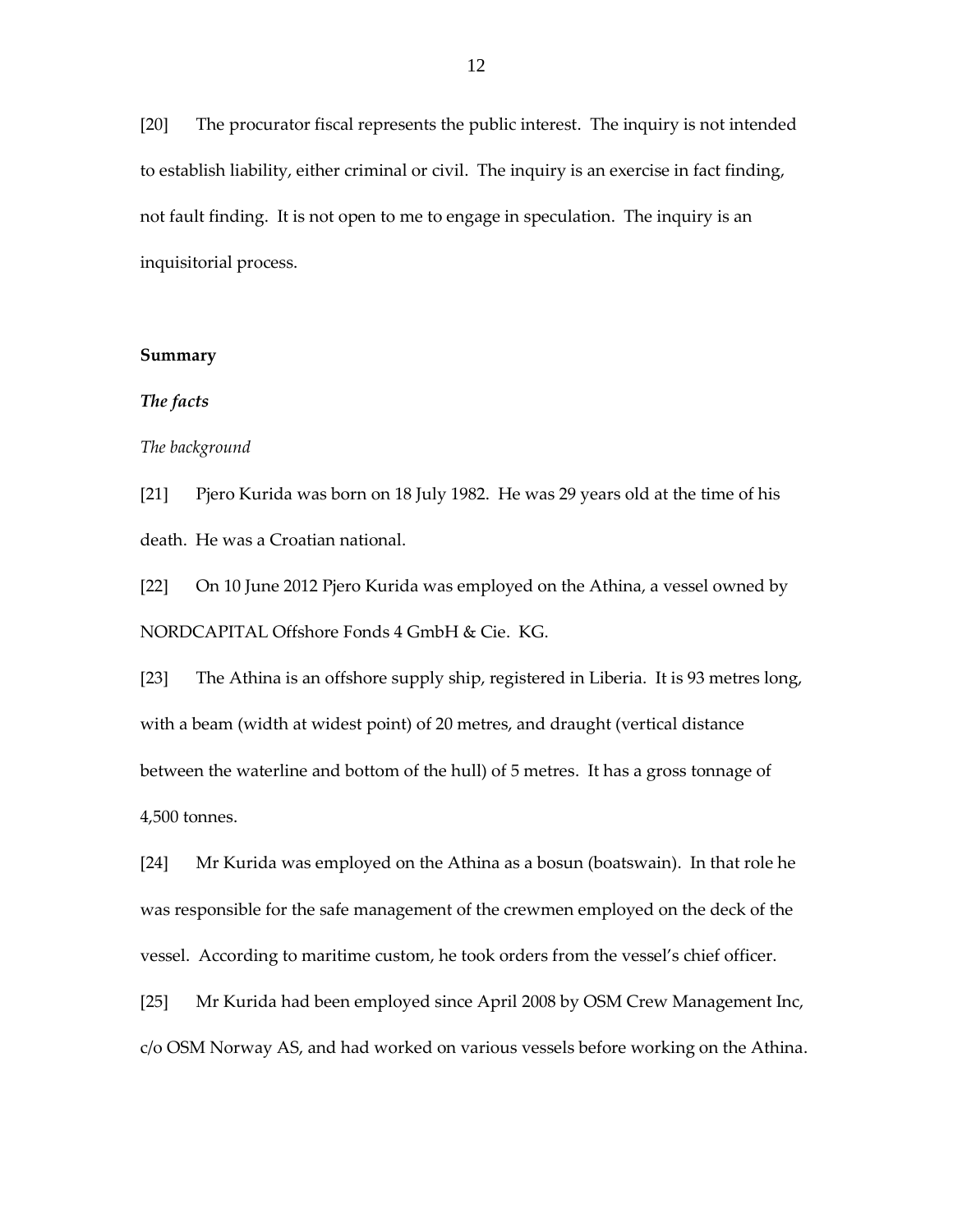[20] The procurator fiscal represents the public interest. The inquiry is not intended to establish liability, either criminal or civil. The inquiry is an exercise in fact finding, not fault finding. It is not open to me to engage in speculation. The inquiry is an inquisitorial process.

## Summary

### *The facts*

*The background*

[21] Pjero Kurida was born on 18 July 1982. He was 29 years old at the time of his death. He was a Croatian national.

[22] On 10 June 2012 Pjero Kurida was employed on the Athina, a vessel owned by NORDCAPITAL Offshore Fonds 4 GmbH & Cie. KG.

[23] The Athina is an offshore supply ship, registered in Liberia. It is 93 metres long, with a beam (width at widest point) of 20 metres, and draught (vertical distance between the waterline and bottom of the hull) of 5 metres. It has a gross tonnage of 4,500 tonnes.

[24] Mr Kurida was employed on the Athina as a bosun (boatswain). In that role he was responsible for the safe management of the crewmen employed on the deck of the vessel. According to maritime custom, he took orders from the vessel's chief officer.

[25] Mr Kurida had been employed since April 2008 by OSM Crew Management Inc, c/o OSM Norway AS, and had worked on various vessels before working on the Athina.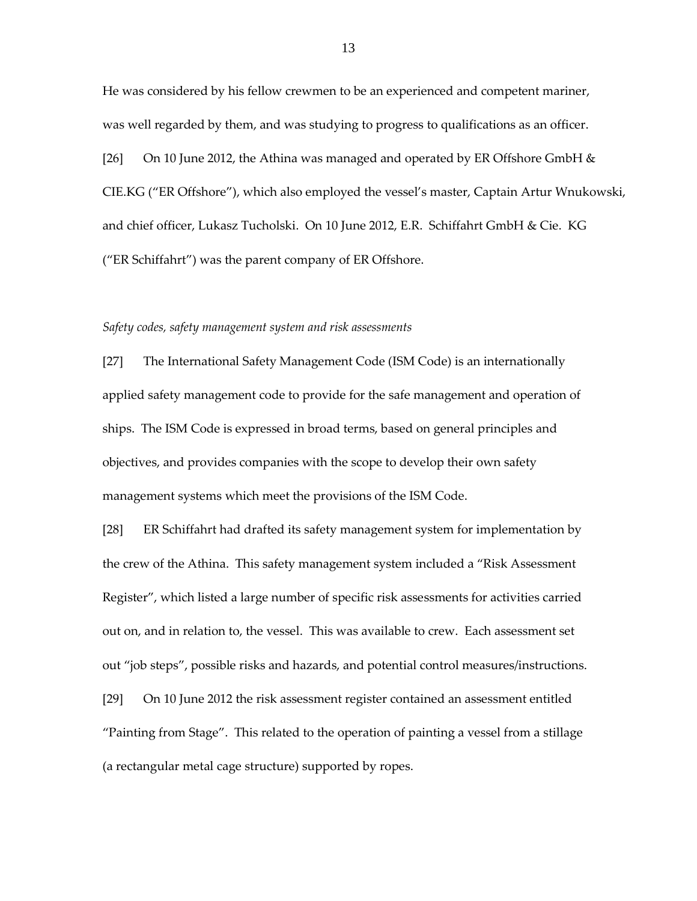He was considered by his fellow crewmen to be an experienced and competent mariner, was well regarded by them, and was studying to progress to qualifications as an officer.

[26] On 10 June 2012, the Athina was managed and operated by ER Offshore GmbH & CIE.KG ("ER Offshore"), which also employed the vessel's master, Captain Artur Wnukowski, and chief officer, Lukasz Tucholski. On 10 June 2012, E.R. Schiffahrt GmbH & Cie. KG ("ER Schiffahrt") was the parent company of ER Offshore.

*Safety codes, safety management system and risk assessments*

[27] The International Safety Management Code (ISM Code) is an internationally applied safety management code to provide for the safe management and operation of ships. The ISM Code is expressed in broad terms, based on general principles and objectives, and provides companies with the scope to develop their own safety management systems which meet the provisions of the ISM Code.

[28] ER Schiffahrt had drafted its safety management system for implementation by the crew of the Athina. This safety management system included a "Risk Assessment Register", which listed a large number of specific risk assessments for activities carried out on, and in relation to, the vessel. This was available to crew. Each assessment set out "job steps", possible risks and hazards, and potential control measures/instructions.

[29] On 10 June 2012 the risk assessment register contained an assessment entitled "Painting from Stage". This related to the operation of painting a vessel from a stillage (a rectangular metal cage structure) supported by ropes.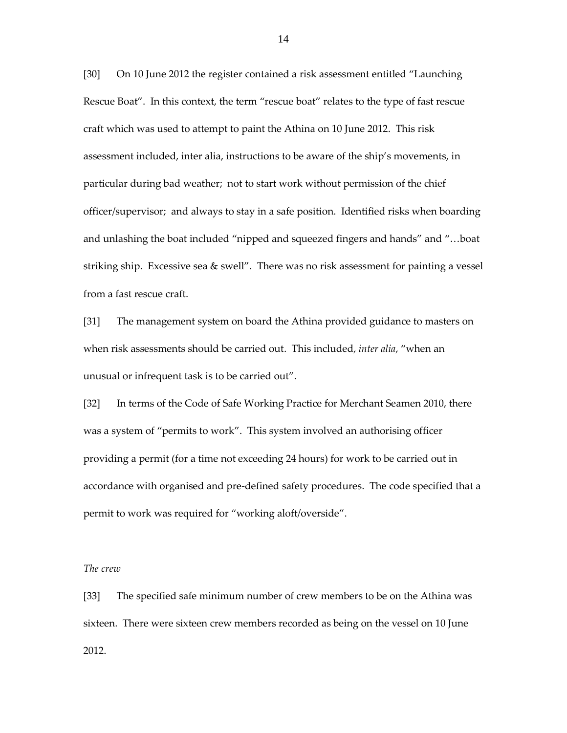[30] On 10 June 2012 the register contained a risk assessment entitled "Launching Rescue Boat". In this context, the term "rescue boat" relates to the type of fast rescue craft which was used to attempt to paint the Athina on 10 June 2012. This risk assessment included, inter alia, instructions to be aware of the ship's movements, in particular during bad weather; not to start work without permission of the chief officer/supervisor; and always to stay in a safe position. Identified risks when boarding and unlashing the boat included "nipped and squeezed fingers and hands" and "…boat striking ship. Excessive sea & swell". There was no risk assessment for painting a vessel from a fast rescue craft.

[31] The management system on board the Athina provided guidance to masters on when risk assessments should be carried out. This included, *inter alia*, "when an unusual or infrequent task is to be carried out".

[32] In terms of the Code of Safe Working Practice for Merchant Seamen 2010, there was a system of "permits to work". This system involved an authorising officer providing a permit (for a time not exceeding 24 hours) for work to be carried out in accordance with organised and pre-defined safety procedures. The code specified that a permit to work was required for "working aloft/overside".

*The crew*

[33] The specified safe minimum number of crew members to be on the Athina was sixteen. There were sixteen crew members recorded as being on the vessel on 10 June 2012.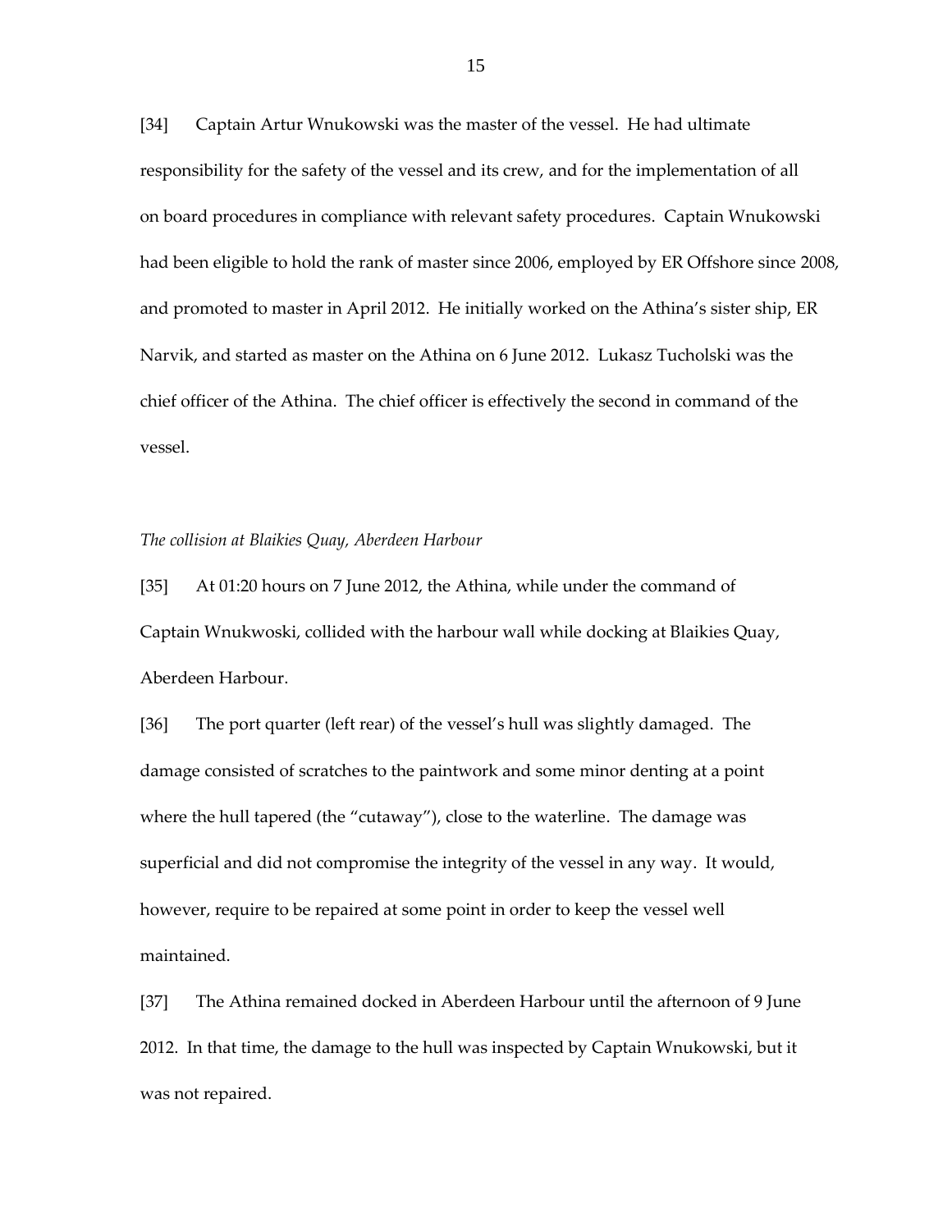[34] Captain Artur Wnukowski was the master of the vessel. He had ultimate responsibility for the safety of the vessel and its crew, and for the implementation of all on board procedures in compliance with relevant safety procedures. Captain Wnukowski had been eligible to hold the rank of master since 2006, employed by ER Offshore since 2008, and promoted to master in April 2012. He initially worked on the Athina's sister ship, ER Narvik, and started as master on the Athina on 6 June 2012. Lukasz Tucholski was the chief officer of the Athina. The chief officer is effectively the second in command of the vessel.

*The collision at Blaikies Quay, Aberdeen Harbour*

[35] At 01:20 hours on 7 June 2012, the Athina, while under the command of Captain Wnukwoski, collided with the harbour wall while docking at Blaikies Quay, Aberdeen Harbour.

[36] The port quarter (left rear) of the vessel's hull was slightly damaged. The damage consisted of scratches to the paintwork and some minor denting at a point where the hull tapered (the "cutaway"), close to the waterline. The damage was superficial and did not compromise the integrity of the vessel in any way. It would, however, require to be repaired at some point in order to keep the vessel well maintained.

[37] The Athina remained docked in Aberdeen Harbour until the afternoon of 9 June 2012. In that time, the damage to the hull was inspected by Captain Wnukowski, but it was not repaired.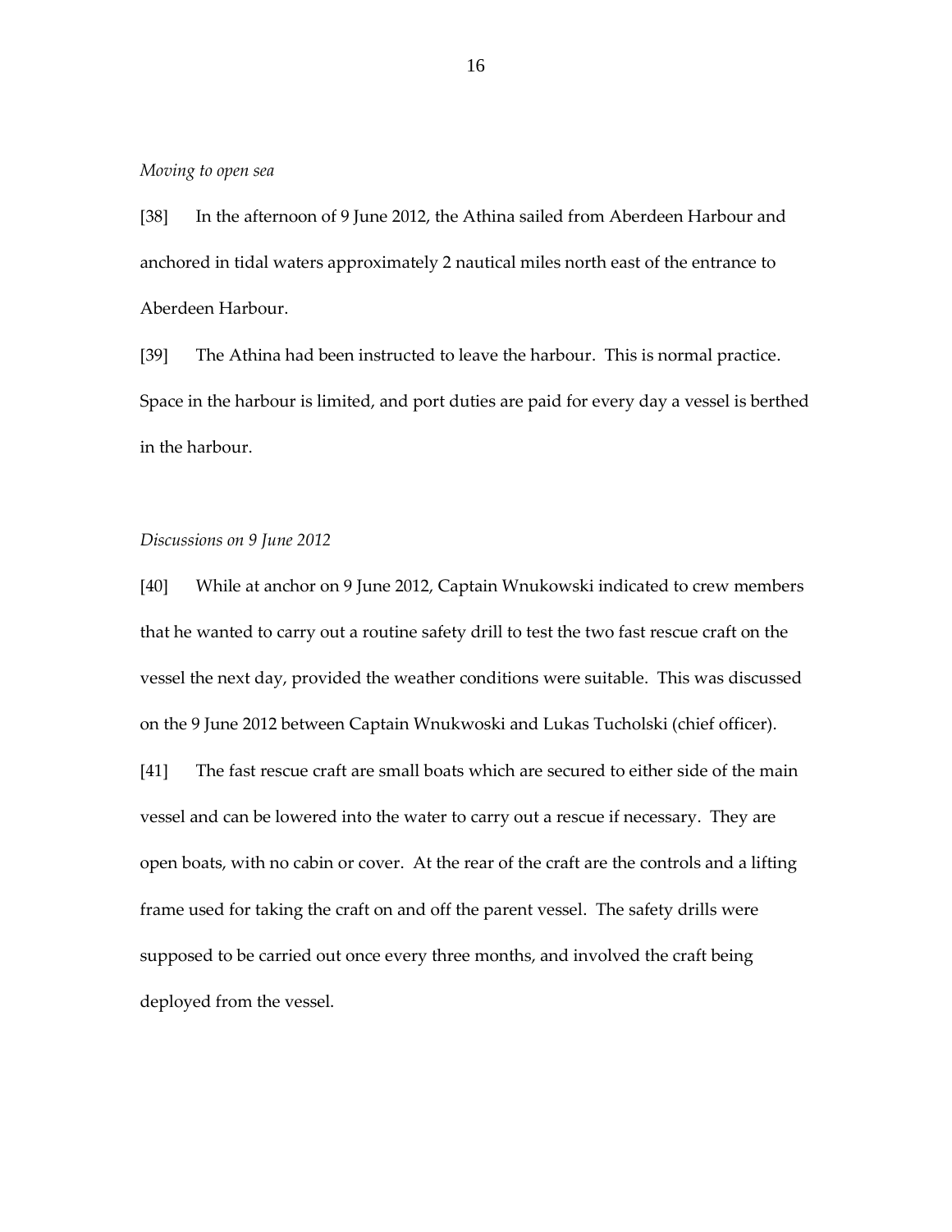*Moving to open sea*

[38] In the afternoon of 9 June 2012, the Athina sailed from Aberdeen Harbour and anchored in tidal waters approximately 2 nautical miles north east of the entrance to Aberdeen Harbour.

[39] The Athina had been instructed to leave the harbour. This is normal practice. Space in the harbour is limited, and port duties are paid for every day a vessel is berthed in the harbour.

*Discussions on 9 June 2012*

[40] While at anchor on 9 June 2012, Captain Wnukowski indicated to crew members that he wanted to carry out a routine safety drill to test the two fast rescue craft on the vessel the next day, provided the weather conditions were suitable. This was discussed on the 9 June 2012 between Captain Wnukwoski and Lukas Tucholski (chief officer).

[41] The fast rescue craft are small boats which are secured to either side of the main vessel and can be lowered into the water to carry out a rescue if necessary. They are open boats, with no cabin or cover. At the rear of the craft are the controls and a lifting frame used for taking the craft on and off the parent vessel. The safety drills were supposed to be carried out once every three months, and involved the craft being deployed from the vessel.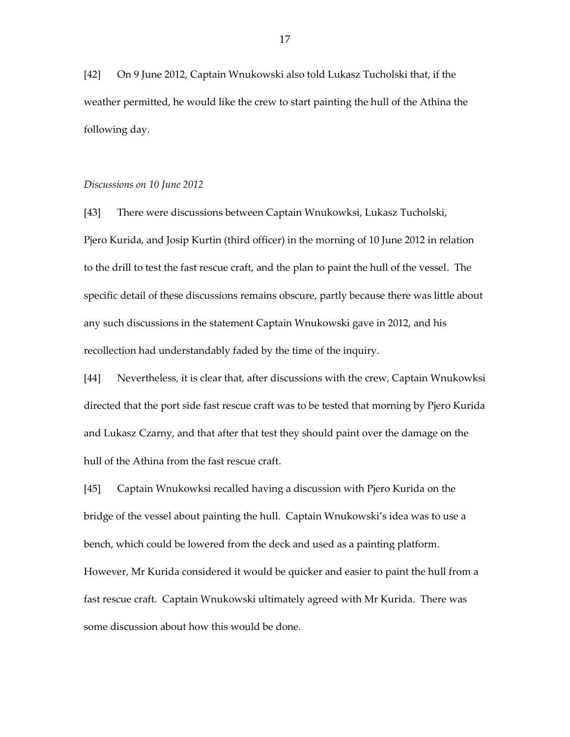[42] On 9 June 2012, Captain Wnukowski also told Lukasz Tucholski that, if the weather permitted, he would like the crew to start painting the hull of the Athina the following day.

*Discussions on 10 June 2012*

[43] There were discussions between Captain Wnukowksi, Lukasz Tucholski, Pjero Kurida, and Josip Kurtin (third officer) in the morning of 10 June 2012 in relation to the drill to test the fast rescue craft, and the plan to paint the hull of the vessel. The specific detail of these discussions remains obscure, partly because there was little about any such discussions in the statement Captain Wnukowski gave in 2012, and his recollection had understandably faded by the time of the inquiry.

[44] Nevertheless, it is clear that, after discussions with the crew, Captain Wnukowksi directed that the port side fast rescue craft was to be tested that morning by Pjero Kurida and Lukasz Czarny, and that after that test they should paint over the damage on the hull of the Athina from the fast rescue craft.

[45] Captain Wnukowksi recalled having a discussion with Pjero Kurida on the bridge of the vessel about painting the hull. Captain Wnukowski's idea was to use a bench, which could be lowered from the deck and used as a painting platform. However, Mr Kurida considered it would be quicker and easier to paint the hull from a fast rescue craft. Captain Wnukowski ultimately agreed with Mr Kurida. There was some discussion about how this would be done.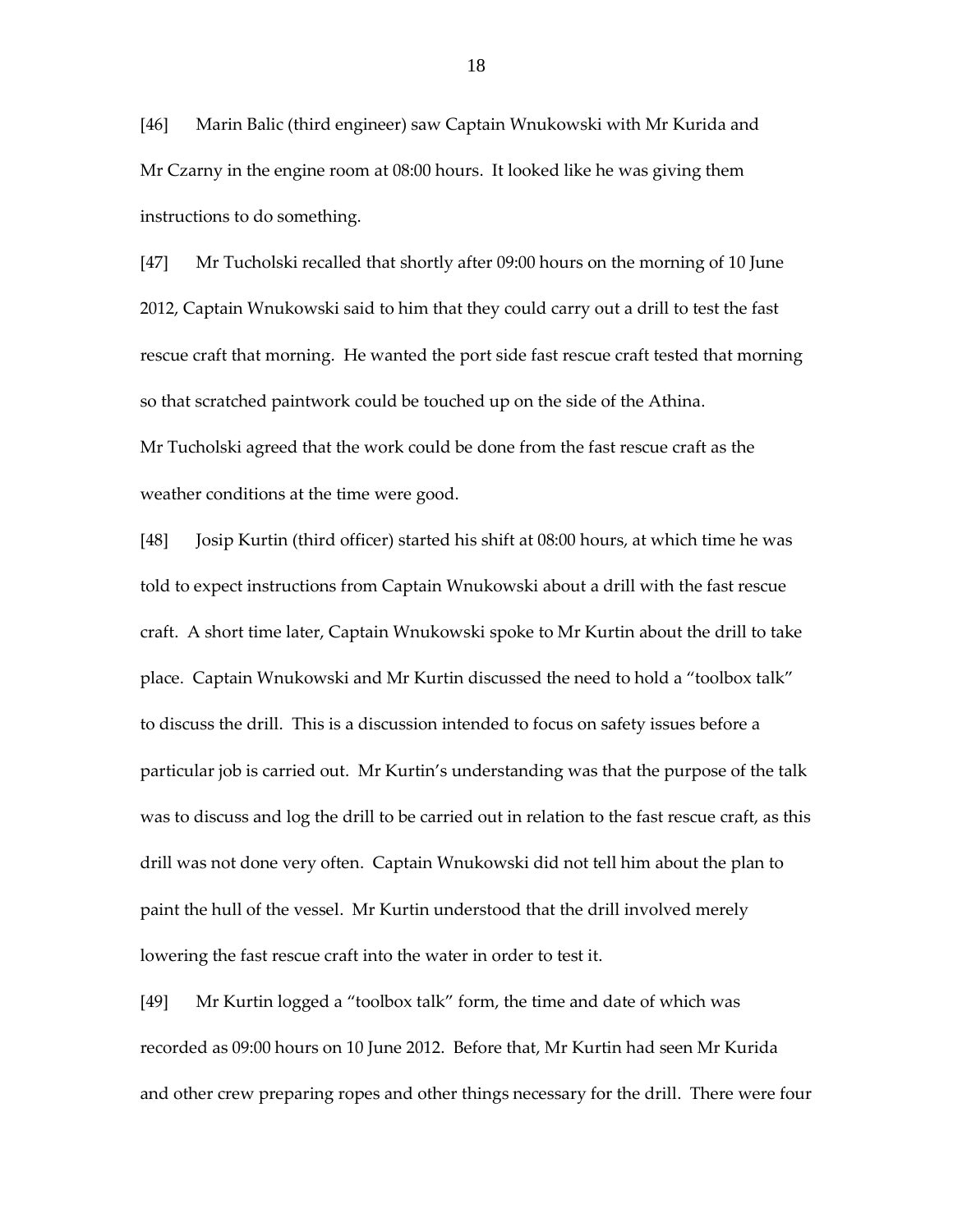[46] Marin Balic (third engineer) saw Captain Wnukowski with Mr Kurida and Mr Czarny in the engine room at 08:00 hours. It looked like he was giving them instructions to do something.

[47] Mr Tucholski recalled that shortly after 09:00 hours on the morning of 10 June 2012, Captain Wnukowski said to him that they could carry out a drill to test the fast rescue craft that morning. He wanted the port side fast rescue craft tested that morning so that scratched paintwork could be touched up on the side of the Athina. Mr Tucholski agreed that the work could be done from the fast rescue craft as the weather conditions at the time were good.

[48] Josip Kurtin (third officer) started his shift at 08:00 hours, at which time he was told to expect instructions from Captain Wnukowski about a drill with the fast rescue craft. A short time later, Captain Wnukowski spoke to Mr Kurtin about the drill to take place. Captain Wnukowski and Mr Kurtin discussed the need to hold a "toolbox talk" to discuss the drill. This is a discussion intended to focus on safety issues before a particular job is carried out. Mr Kurtin's understanding was that the purpose of the talk was to discuss and log the drill to be carried out in relation to the fast rescue craft, as this drill was not done very often. Captain Wnukowski did not tell him about the plan to paint the hull of the vessel. Mr Kurtin understood that the drill involved merely lowering the fast rescue craft into the water in order to test it.

[49] Mr Kurtin logged a "toolbox talk" form, the time and date of which was recorded as 09:00 hours on 10 June 2012. Before that, Mr Kurtin had seen Mr Kurida and other crew preparing ropes and other things necessary for the drill. There were four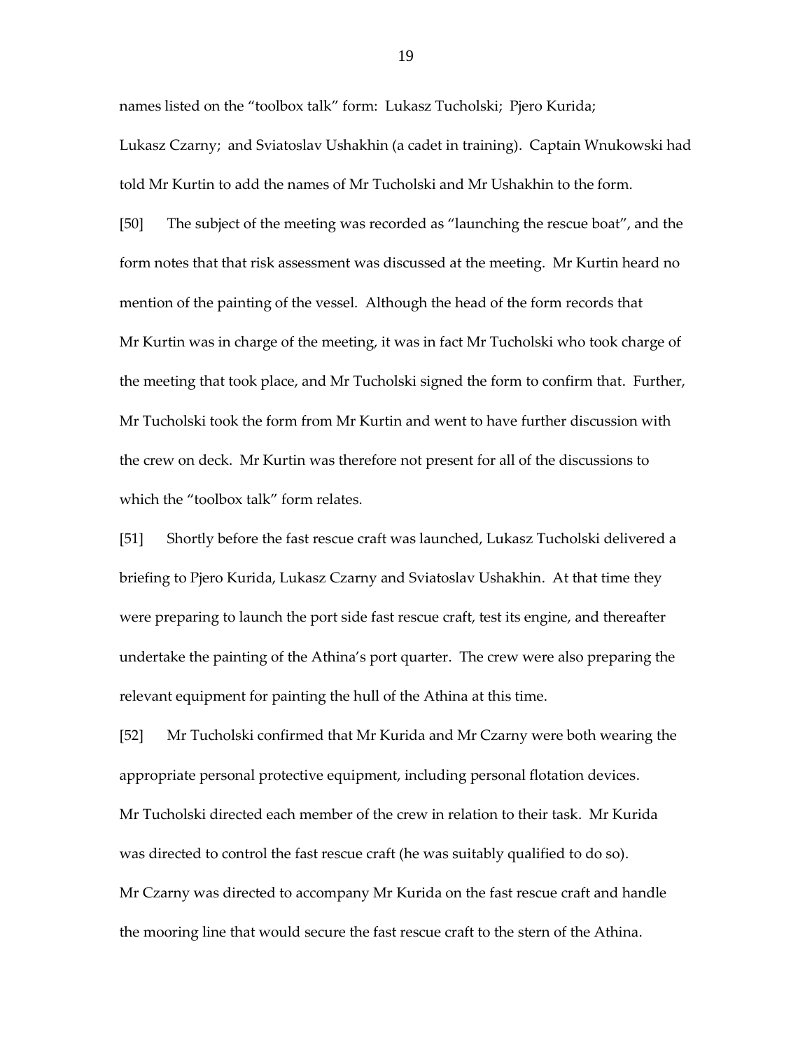names listed on the "toolbox talk" form: Lukasz Tucholski; Pjero Kurida; Lukasz Czarny; and Sviatoslav Ushakhin (a cadet in training). Captain Wnukowski had told Mr Kurtin to add the names of Mr Tucholski and Mr Ushakhin to the form.

[50] The subject of the meeting was recorded as "launching the rescue boat", and the form notes that that risk assessment was discussed at the meeting. Mr Kurtin heard no mention of the painting of the vessel. Although the head of the form records that Mr Kurtin was in charge of the meeting, it was in fact Mr Tucholski who took charge of the meeting that took place, and Mr Tucholski signed the form to confirm that. Further, Mr Tucholski took the form from Mr Kurtin and went to have further discussion with the crew on deck. Mr Kurtin was therefore not present for all of the discussions to which the "toolbox talk" form relates.

[51] Shortly before the fast rescue craft was launched, Lukasz Tucholski delivered a briefing to Pjero Kurida, Lukasz Czarny and Sviatoslav Ushakhin. At that time they were preparing to launch the port side fast rescue craft, test its engine, and thereafter undertake the painting of the Athina's port quarter. The crew were also preparing the relevant equipment for painting the hull of the Athina at this time.

[52] Mr Tucholski confirmed that Mr Kurida and Mr Czarny were both wearing the appropriate personal protective equipment, including personal flotation devices. Mr Tucholski directed each member of the crew in relation to their task. Mr Kurida was directed to control the fast rescue craft (he was suitably qualified to do so). Mr Czarny was directed to accompany Mr Kurida on the fast rescue craft and handle the mooring line that would secure the fast rescue craft to the stern of the Athina.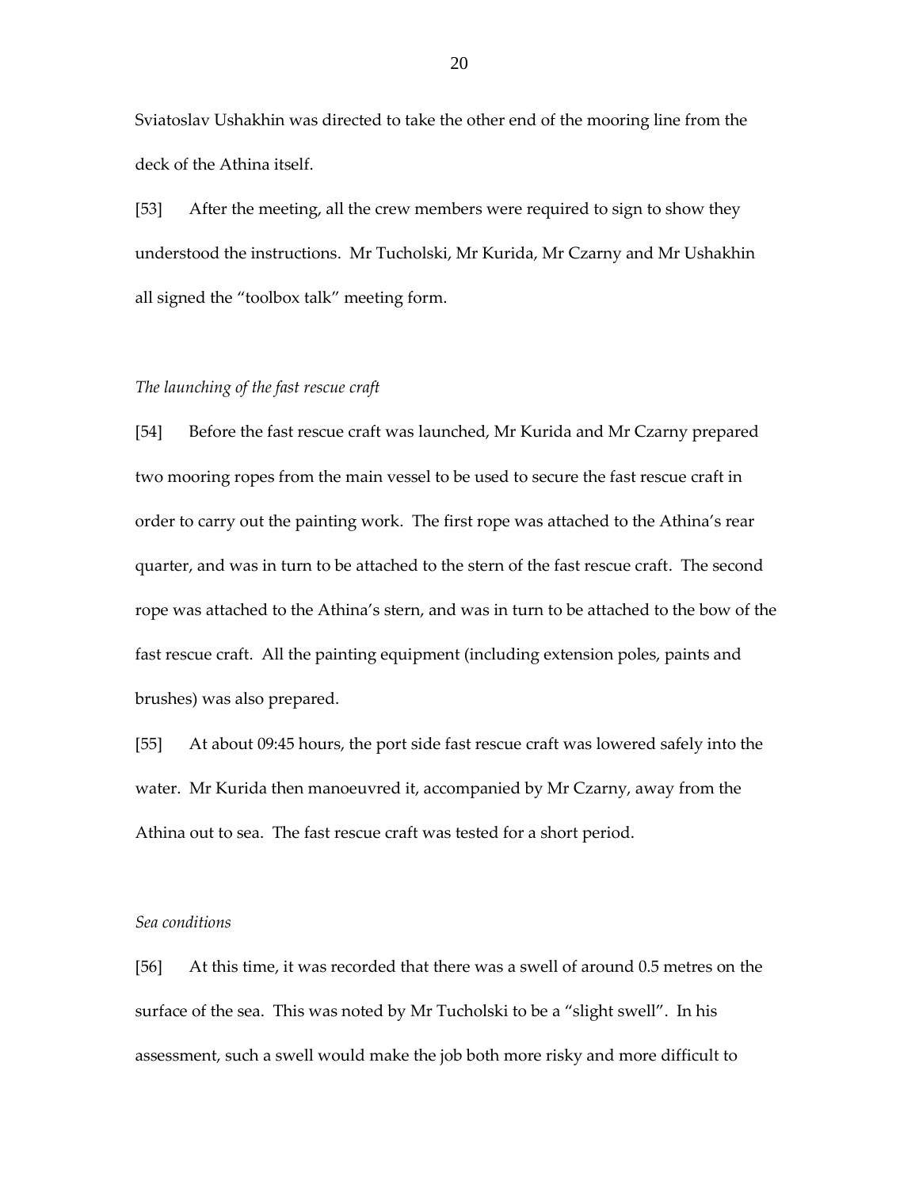Sviatoslav Ushakhin was directed to take the other end of the mooring line from the deck of the Athina itself.

[53] After the meeting, all the crew members were required to sign to show they understood the instructions. Mr Tucholski, Mr Kurida, Mr Czarny and Mr Ushakhin all signed the "toolbox talk" meeting form.

*The launching of the fast rescue craft*

[54] Before the fast rescue craft was launched, Mr Kurida and Mr Czarny prepared two mooring ropes from the main vessel to be used to secure the fast rescue craft in order to carry out the painting work. The first rope was attached to the Athina's rear quarter, and was in turn to be attached to the stern of the fast rescue craft. The second rope was attached to the Athina's stern, and was in turn to be attached to the bow of the fast rescue craft. All the painting equipment (including extension poles, paints and brushes) was also prepared.

[55] At about 09:45 hours, the port side fast rescue craft was lowered safely into the water. Mr Kurida then manoeuvred it, accompanied by Mr Czarny, away from the Athina out to sea. The fast rescue craft was tested for a short period.

*Sea conditions*

[56] At this time, it was recorded that there was a swell of around 0.5 metres on the surface of the sea. This was noted by Mr Tucholski to be a "slight swell". In his assessment, such a swell would make the job both more risky and more difficult to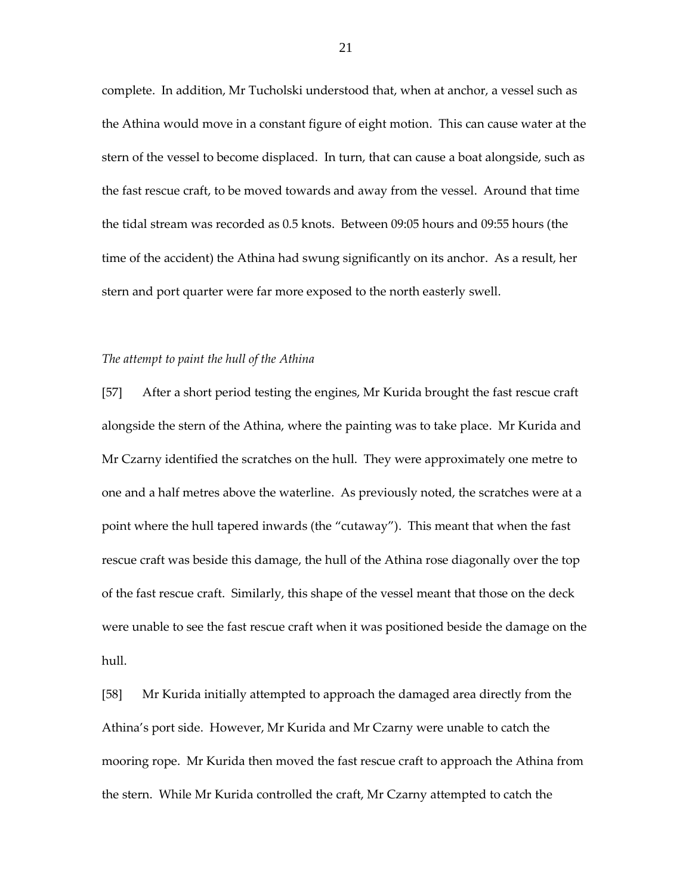complete. In addition, Mr Tucholski understood that, when at anchor, a vessel such as the Athina would move in a constant figure of eight motion. This can cause water at the stern of the vessel to become displaced. In turn, that can cause a boat alongside, such as the fast rescue craft, to be moved towards and away from the vessel. Around that time the tidal stream was recorded as 0.5 knots. Between 09:05 hours and 09:55 hours (the time of the accident) the Athina had swung significantly on its anchor. As a result, her stern and port quarter were far more exposed to the north easterly swell.

*The attempt to paint the hull of the Athina*

[57] After a short period testing the engines, Mr Kurida brought the fast rescue craft alongside the stern of the Athina, where the painting was to take place. Mr Kurida and Mr Czarny identified the scratches on the hull. They were approximately one metre to one and a half metres above the waterline. As previously noted, the scratches were at a point where the hull tapered inwards (the "cutaway"). This meant that when the fast rescue craft was beside this damage, the hull of the Athina rose diagonally over the top of the fast rescue craft. Similarly, this shape of the vessel meant that those on the deck were unable to see the fast rescue craft when it was positioned beside the damage on the hull.

[58] Mr Kurida initially attempted to approach the damaged area directly from the Athina's port side. However, Mr Kurida and Mr Czarny were unable to catch the mooring rope. Mr Kurida then moved the fast rescue craft to approach the Athina from the stern. While Mr Kurida controlled the craft, Mr Czarny attempted to catch the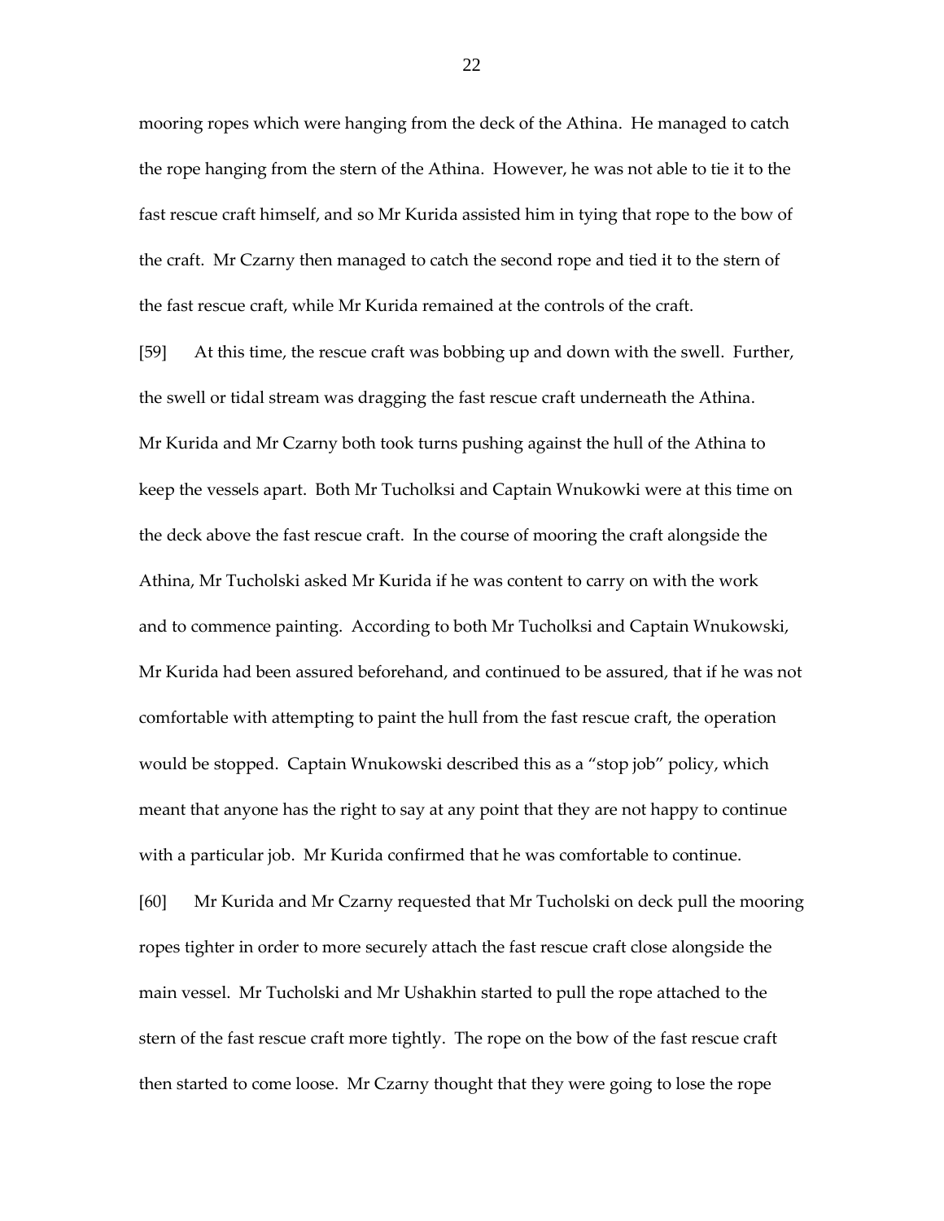mooring ropes which were hanging from the deck of the Athina. He managed to catch the rope hanging from the stern of the Athina. However, he was not able to tie it to the fast rescue craft himself, and so Mr Kurida assisted him in tying that rope to the bow of the craft. Mr Czarny then managed to catch the second rope and tied it to the stern of the fast rescue craft, while Mr Kurida remained at the controls of the craft.

[59] At this time, the rescue craft was bobbing up and down with the swell. Further, the swell or tidal stream was dragging the fast rescue craft underneath the Athina. Mr Kurida and Mr Czarny both took turns pushing against the hull of the Athina to keep the vessels apart. Both Mr Tucholksi and Captain Wnukowki were at this time on the deck above the fast rescue craft. In the course of mooring the craft alongside the Athina, Mr Tucholski asked Mr Kurida if he was content to carry on with the work and to commence painting. According to both Mr Tucholksi and Captain Wnukowski, Mr Kurida had been assured beforehand, and continued to be assured, that if he was not comfortable with attempting to paint the hull from the fast rescue craft, the operation would be stopped. Captain Wnukowski described this as a "stop job" policy, which meant that anyone has the right to say at any point that they are not happy to continue with a particular job. Mr Kurida confirmed that he was comfortable to continue.

[60] Mr Kurida and Mr Czarny requested that Mr Tucholski on deck pull the mooring ropes tighter in order to more securely attach the fast rescue craft close alongside the main vessel. Mr Tucholski and Mr Ushakhin started to pull the rope attached to the stern of the fast rescue craft more tightly. The rope on the bow of the fast rescue craft then started to come loose. Mr Czarny thought that they were going to lose the rope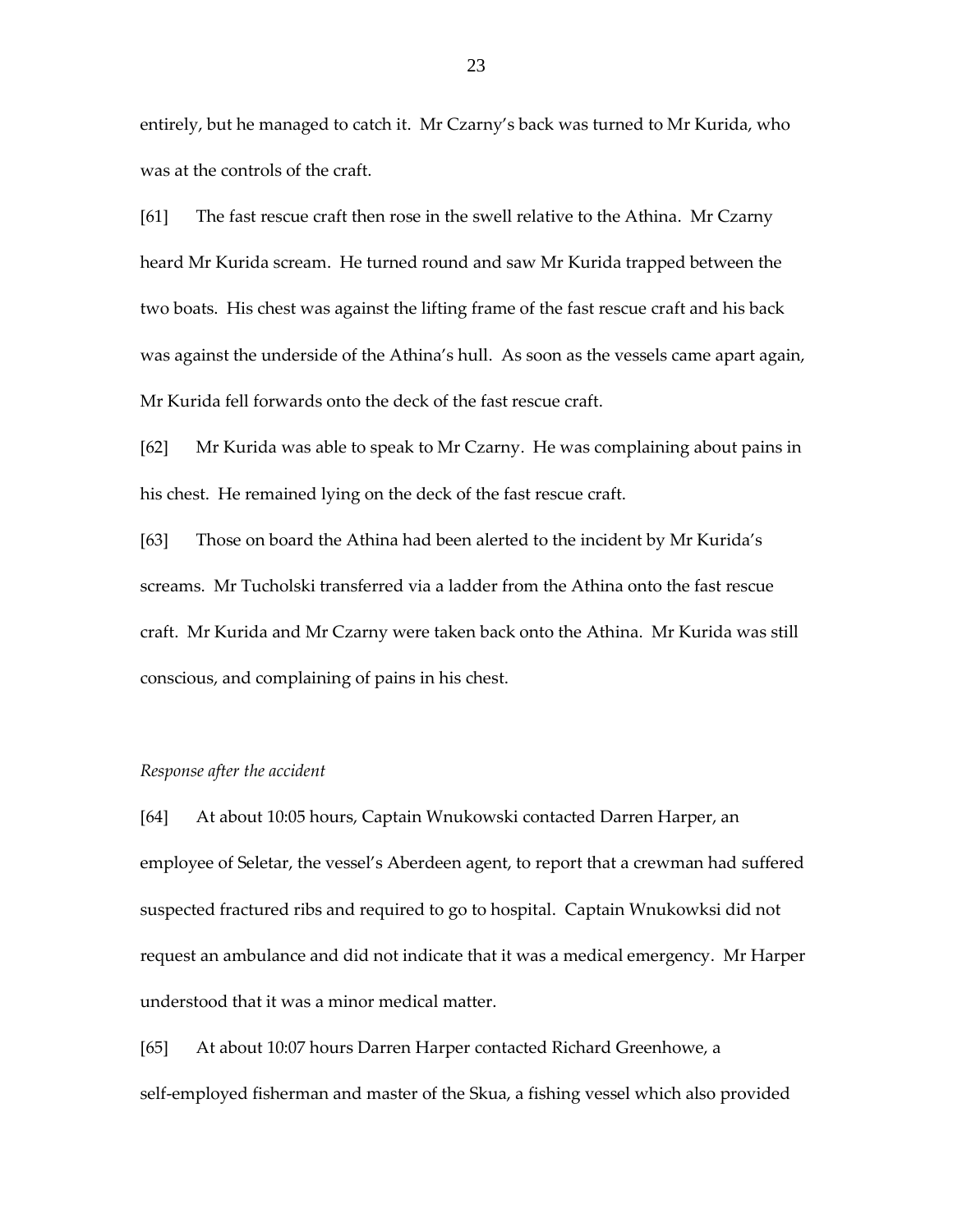entirely, but he managed to catch it. Mr Czarny's back was turned to Mr Kurida, who was at the controls of the craft.

[61] The fast rescue craft then rose in the swell relative to the Athina. Mr Czarny heard Mr Kurida scream. He turned round and saw Mr Kurida trapped between the two boats. His chest was against the lifting frame of the fast rescue craft and his back was against the underside of the Athina's hull. As soon as the vessels came apart again, Mr Kurida fell forwards onto the deck of the fast rescue craft.

[62] Mr Kurida was able to speak to Mr Czarny. He was complaining about pains in his chest. He remained lying on the deck of the fast rescue craft.

[63] Those on board the Athina had been alerted to the incident by Mr Kurida's screams. Mr Tucholski transferred via a ladder from the Athina onto the fast rescue craft. Mr Kurida and Mr Czarny were taken back onto the Athina. Mr Kurida was still conscious, and complaining of pains in his chest.

*Response after the accident*

[64] At about 10:05 hours, Captain Wnukowski contacted Darren Harper, an employee of Seletar, the vessel's Aberdeen agent, to report that a crewman had suffered suspected fractured ribs and required to go to hospital. Captain Wnukowksi did not request an ambulance and did not indicate that it was a medical emergency. Mr Harper understood that it was a minor medical matter.

[65] At about 10:07 hours Darren Harper contacted Richard Greenhowe, a self-employed fisherman and master of the Skua, a fishing vessel which also provided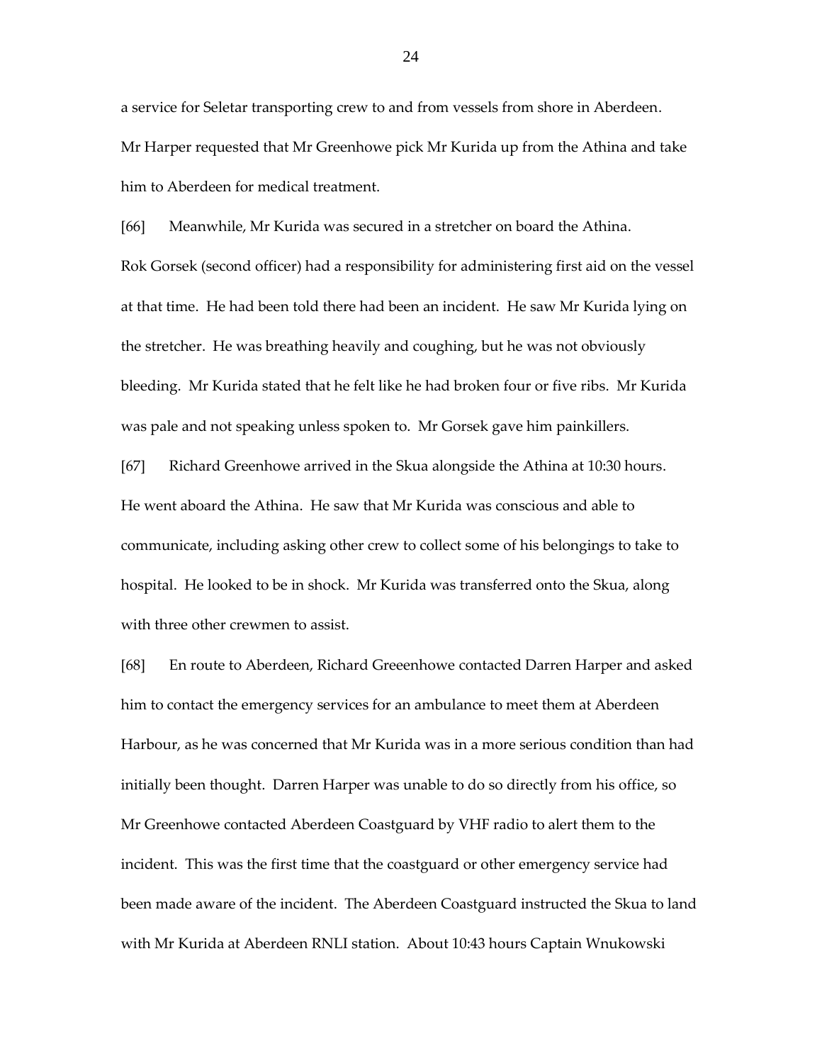a service for Seletar transporting crew to and from vessels from shore in Aberdeen. Mr Harper requested that Mr Greenhowe pick Mr Kurida up from the Athina and take him to Aberdeen for medical treatment.

[66] Meanwhile, Mr Kurida was secured in a stretcher on board the Athina. Rok Gorsek (second officer) had a responsibility for administering first aid on the vessel at that time. He had been told there had been an incident. He saw Mr Kurida lying on the stretcher. He was breathing heavily and coughing, but he was not obviously bleeding. Mr Kurida stated that he felt like he had broken four or five ribs. Mr Kurida was pale and not speaking unless spoken to. Mr Gorsek gave him painkillers.

[67] Richard Greenhowe arrived in the Skua alongside the Athina at 10:30 hours. He went aboard the Athina. He saw that Mr Kurida was conscious and able to communicate, including asking other crew to collect some of his belongings to take to hospital. He looked to be in shock. Mr Kurida was transferred onto the Skua, along with three other crewmen to assist.

[68] En route to Aberdeen, Richard Greeenhowe contacted Darren Harper and asked him to contact the emergency services for an ambulance to meet them at Aberdeen Harbour, as he was concerned that Mr Kurida was in a more serious condition than had initially been thought. Darren Harper was unable to do so directly from his office, so Mr Greenhowe contacted Aberdeen Coastguard by VHF radio to alert them to the incident. This was the first time that the coastguard or other emergency service had been made aware of the incident. The Aberdeen Coastguard instructed the Skua to land with Mr Kurida at Aberdeen RNLI station. About 10:43 hours Captain Wnukowski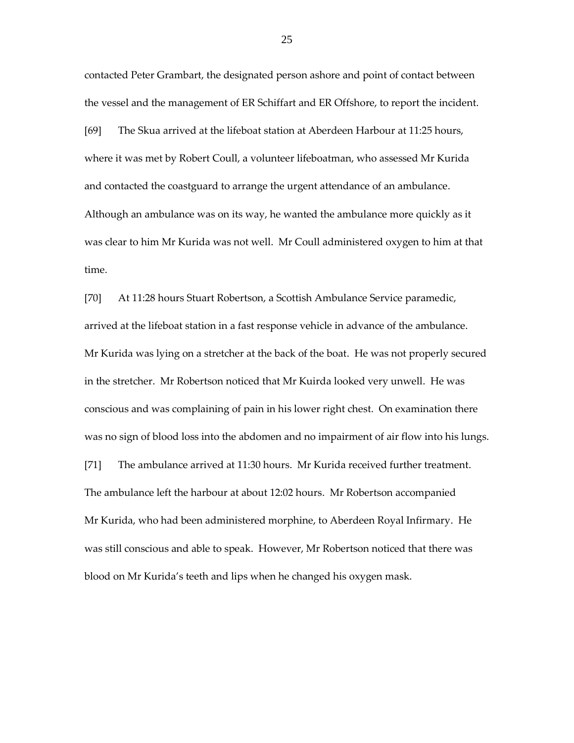contacted Peter Grambart, the designated person ashore and point of contact between the vessel and the management of ER Schiffart and ER Offshore, to report the incident.

[69] The Skua arrived at the lifeboat station at Aberdeen Harbour at 11:25 hours, where it was met by Robert Coull, a volunteer lifeboatman, who assessed Mr Kurida and contacted the coastguard to arrange the urgent attendance of an ambulance. Although an ambulance was on its way, he wanted the ambulance more quickly as it was clear to him Mr Kurida was not well. Mr Coull administered oxygen to him at that time.

[70] At 11:28 hours Stuart Robertson, a Scottish Ambulance Service paramedic, arrived at the lifeboat station in a fast response vehicle in advance of the ambulance. Mr Kurida was lying on a stretcher at the back of the boat. He was not properly secured in the stretcher. Mr Robertson noticed that Mr Kuirda looked very unwell. He was conscious and was complaining of pain in his lower right chest. On examination there was no sign of blood loss into the abdomen and no impairment of air flow into his lungs.

[71] The ambulance arrived at 11:30 hours. Mr Kurida received further treatment. The ambulance left the harbour at about 12:02 hours. Mr Robertson accompanied Mr Kurida, who had been administered morphine, to Aberdeen Royal Infirmary. He was still conscious and able to speak. However, Mr Robertson noticed that there was blood on Mr Kurida's teeth and lips when he changed his oxygen mask.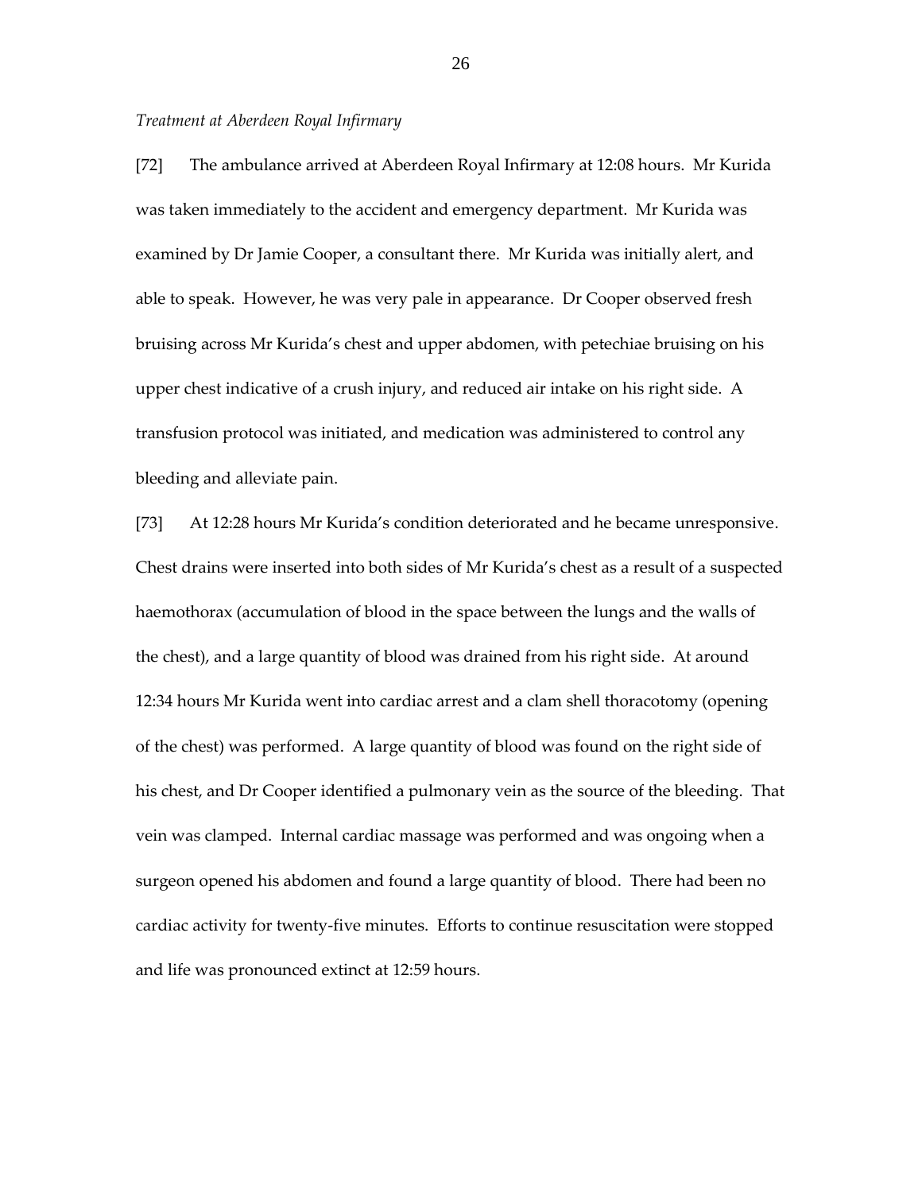*Treatment at Aberdeen Royal Infirmary*

[72] The ambulance arrived at Aberdeen Royal Infirmary at 12:08 hours. Mr Kurida was taken immediately to the accident and emergency department. Mr Kurida was examined by Dr Jamie Cooper, a consultant there. Mr Kurida was initially alert, and able to speak. However, he was very pale in appearance. Dr Cooper observed fresh bruising across Mr Kurida's chest and upper abdomen, with petechiae bruising on his upper chest indicative of a crush injury, and reduced air intake on his right side. A transfusion protocol was initiated, and medication was administered to control any bleeding and alleviate pain.

[73] At 12:28 hours Mr Kurida's condition deteriorated and he became unresponsive. Chest drains were inserted into both sides of Mr Kurida's chest as a result of a suspected haemothorax (accumulation of blood in the space between the lungs and the walls of the chest), and a large quantity of blood was drained from his right side. At around 12:34 hours Mr Kurida went into cardiac arrest and a clam shell thoracotomy (opening of the chest) was performed. A large quantity of blood was found on the right side of his chest, and Dr Cooper identified a pulmonary vein as the source of the bleeding. That vein was clamped. Internal cardiac massage was performed and was ongoing when a surgeon opened his abdomen and found a large quantity of blood. There had been no cardiac activity for twenty-five minutes. Efforts to continue resuscitation were stopped and life was pronounced extinct at 12:59 hours.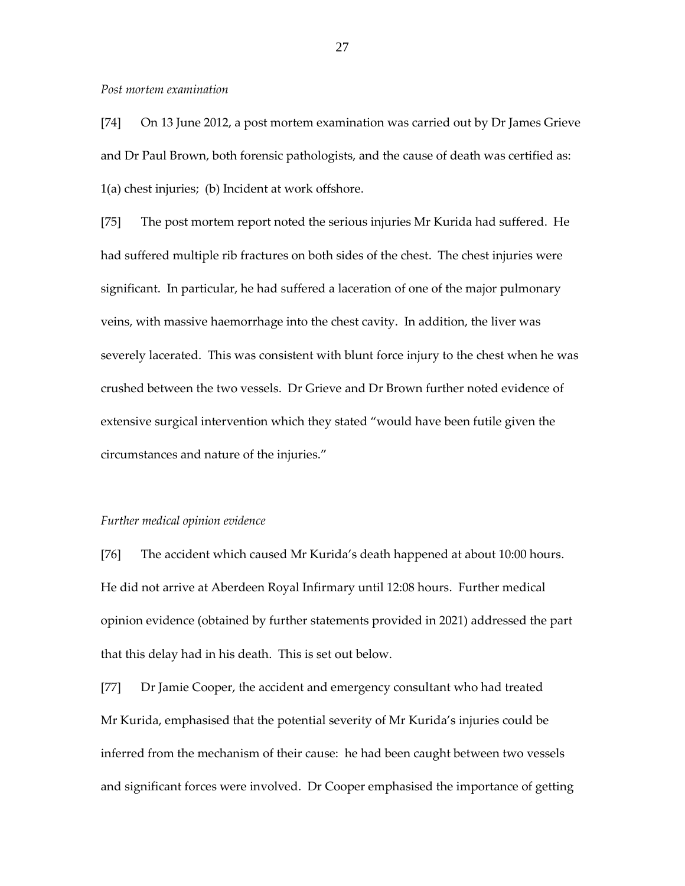*Post mortem examination*

[74] On 13 June 2012, a post mortem examination was carried out by Dr James Grieve and Dr Paul Brown, both forensic pathologists, and the cause of death was certified as: 1(a) chest injuries; (b) Incident at work offshore.

[75] The post mortem report noted the serious injuries Mr Kurida had suffered. He had suffered multiple rib fractures on both sides of the chest. The chest injuries were significant. In particular, he had suffered a laceration of one of the major pulmonary veins, with massive haemorrhage into the chest cavity. In addition, the liver was severely lacerated. This was consistent with blunt force injury to the chest when he was crushed between the two vessels. Dr Grieve and Dr Brown further noted evidence of extensive surgical intervention which they stated "would have been futile given the circumstances and nature of the injuries."

*Further medical opinion evidence*

[76] The accident which caused Mr Kurida's death happened at about 10:00 hours. He did not arrive at Aberdeen Royal Infirmary until 12:08 hours. Further medical opinion evidence (obtained by further statements provided in 2021) addressed the part that this delay had in his death. This is set out below.

[77] Dr Jamie Cooper, the accident and emergency consultant who had treated Mr Kurida, emphasised that the potential severity of Mr Kurida's injuries could be inferred from the mechanism of their cause: he had been caught between two vessels and significant forces were involved. Dr Cooper emphasised the importance of getting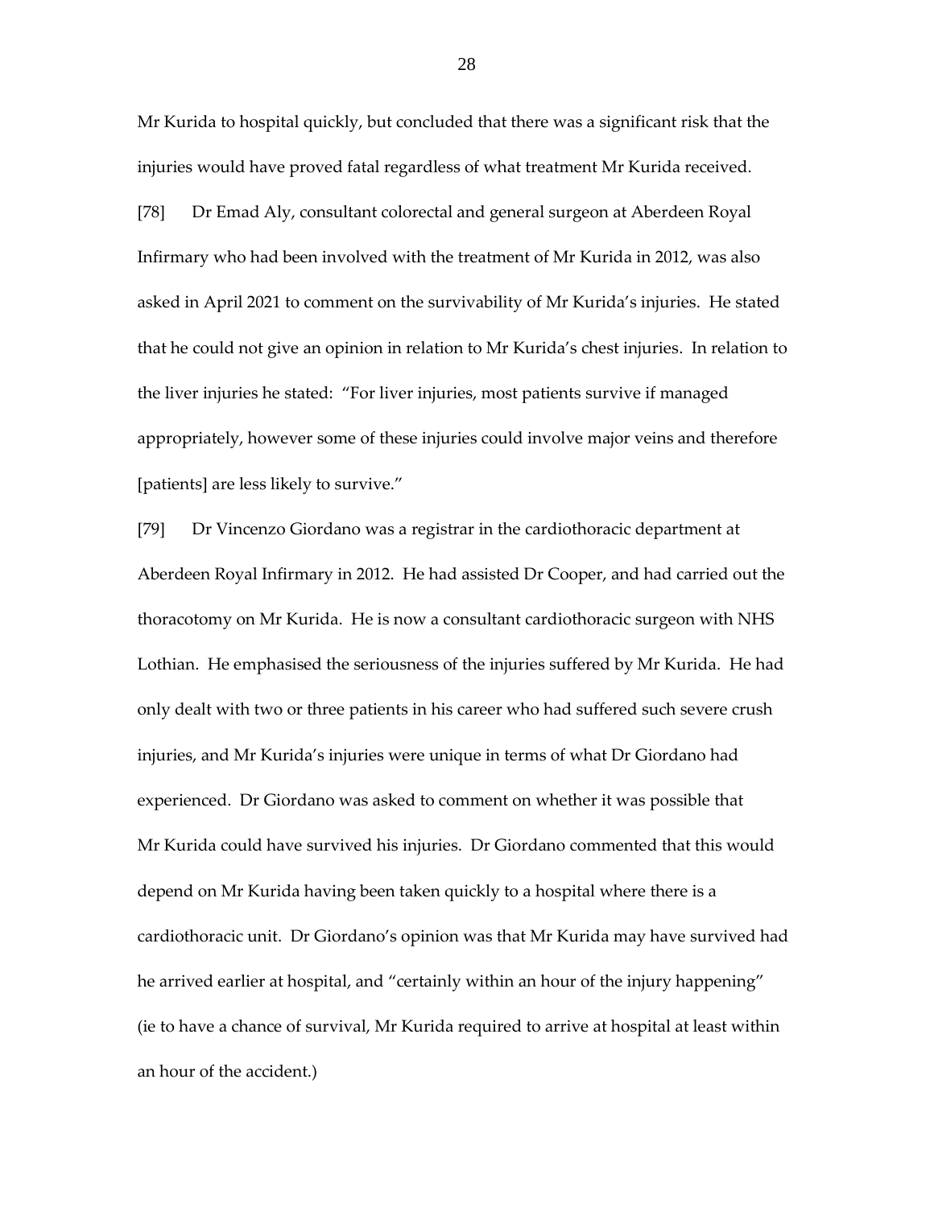Mr Kurida to hospital quickly, but concluded that there was a significant risk that the injuries would have proved fatal regardless of what treatment Mr Kurida received.

[78] Dr Emad Aly, consultant colorectal and general surgeon at Aberdeen Royal Infirmary who had been involved with the treatment of Mr Kurida in 2012, was also asked in April 2021 to comment on the survivability of Mr Kurida's injuries. He stated that he could not give an opinion in relation to Mr Kurida's chest injuries. In relation to the liver injuries he stated: "For liver injuries, most patients survive if managed appropriately, however some of these injuries could involve major veins and therefore [patients] are less likely to survive."

[79] Dr Vincenzo Giordano was a registrar in the cardiothoracic department at Aberdeen Royal Infirmary in 2012. He had assisted Dr Cooper, and had carried out the thoracotomy on Mr Kurida. He is now a consultant cardiothoracic surgeon with NHS Lothian. He emphasised the seriousness of the injuries suffered by Mr Kurida. He had only dealt with two or three patients in his career who had suffered such severe crush injuries, and Mr Kurida's injuries were unique in terms of what Dr Giordano had experienced. Dr Giordano was asked to comment on whether it was possible that Mr Kurida could have survived his injuries. Dr Giordano commented that this would depend on Mr Kurida having been taken quickly to a hospital where there is a cardiothoracic unit. Dr Giordano's opinion was that Mr Kurida may have survived had he arrived earlier at hospital, and "certainly within an hour of the injury happening" (ie to have a chance of survival, Mr Kurida required to arrive at hospital at least within an hour of the accident.)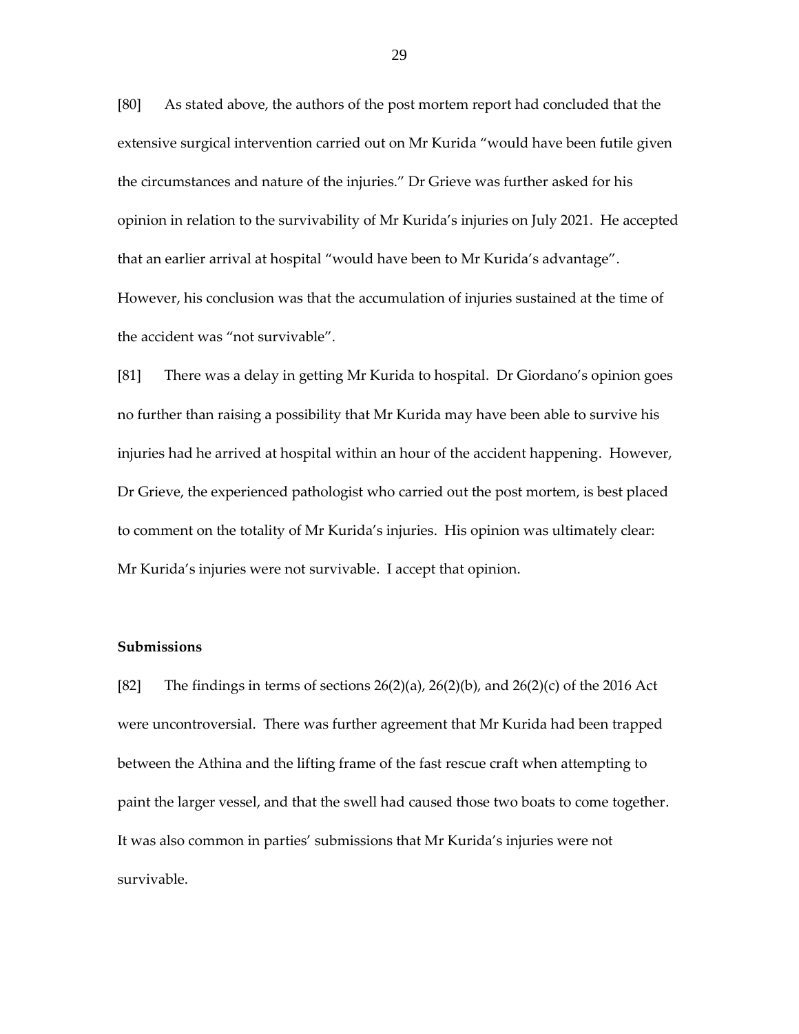[80] As stated above, the authors of the post mortem report had concluded that the extensive surgical intervention carried out on Mr Kurida "would have been futile given the circumstances and nature of the injuries." Dr Grieve was further asked for his opinion in relation to the survivability of Mr Kurida's injuries on July 2021. He accepted that an earlier arrival at hospital "would have been to Mr Kurida's advantage". However, his conclusion was that the accumulation of injuries sustained at the time of the accident was "not survivable".

[81] There was a delay in getting Mr Kurida to hospital. Dr Giordano's opinion goes no further than raising a possibility that Mr Kurida may have been able to survive his injuries had he arrived at hospital within an hour of the accident happening. However, Dr Grieve, the experienced pathologist who carried out the post mortem, is best placed to comment on the totality of Mr Kurida's injuries. His opinion was ultimately clear: Mr Kurida's injuries were not survivable. I accept that opinion.

**Submissions**

[82] The findings in terms of sections 26(2)(a), 26(2)(b), and 26(2)(c) of the 2016 Act were uncontroversial. There was further agreement that Mr Kurida had been trapped between the Athina and the lifting frame of the fast rescue craft when attempting to paint the larger vessel, and that the swell had caused those two boats to come together. It was also common in parties' submissions that Mr Kurida's injuries were not survivable.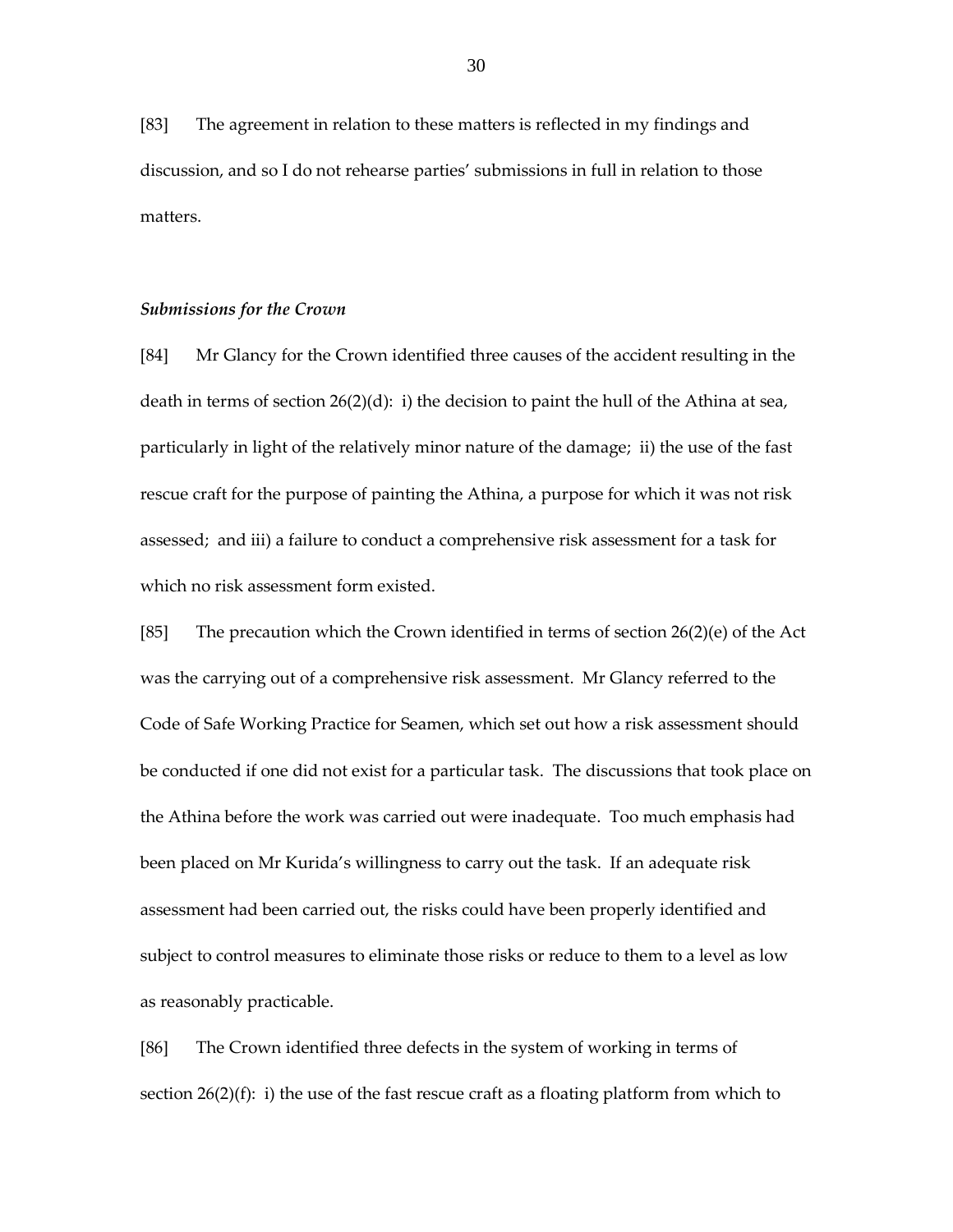[83] The agreement in relation to these matters is reflected in my findings and discussion, and so I do not rehearse parties' submissions in full in relation to those matters.

***Submissions for the Crown***

[84] Mr Glancy for the Crown identified three causes of the accident resulting in the death in terms of section 26(2)(d): i) the decision to paint the hull of the Athina at sea, particularly in light of the relatively minor nature of the damage; ii) the use of the fast rescue craft for the purpose of painting the Athina, a purpose for which it was not risk assessed; and iii) a failure to conduct a comprehensive risk assessment for a task for which no risk assessment form existed.

[85] The precaution which the Crown identified in terms of section 26(2)(e) of the Act was the carrying out of a comprehensive risk assessment. Mr Glancy referred to the Code of Safe Working Practice for Seamen, which set out how a risk assessment should be conducted if one did not exist for a particular task. The discussions that took place on the Athina before the work was carried out were inadequate. Too much emphasis had been placed on Mr Kurida's willingness to carry out the task. If an adequate risk assessment had been carried out, the risks could have been properly identified and subject to control measures to eliminate those risks or reduce to them to a level as low as reasonably practicable.

[86] The Crown identified three defects in the system of working in terms of section 26(2)(f): i) the use of the fast rescue craft as a floating platform from which to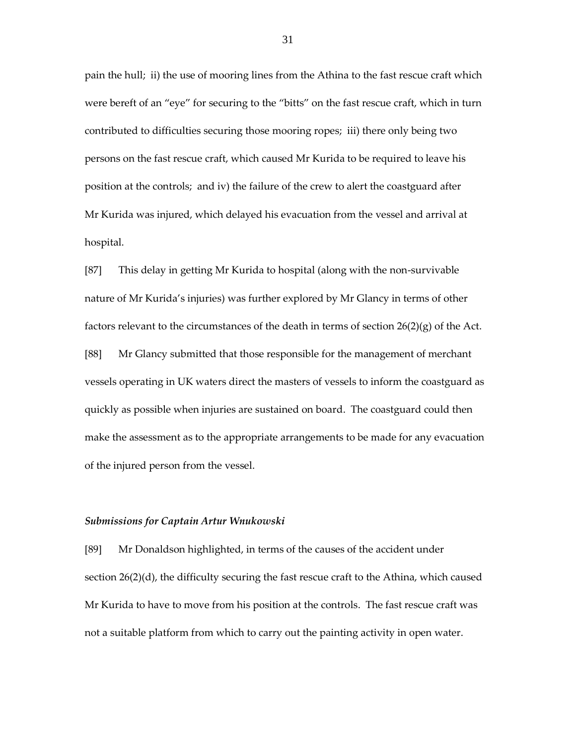pain the hull; ii) the use of mooring lines from the Athina to the fast rescue craft which were bereft of an "eye" for securing to the "bitts" on the fast rescue craft, which in turn contributed to difficulties securing those mooring ropes; iii) there only being two persons on the fast rescue craft, which caused Mr Kurida to be required to leave his position at the controls; and iv) the failure of the crew to alert the coastguard after Mr Kurida was injured, which delayed his evacuation from the vessel and arrival at hospital.

[87] This delay in getting Mr Kurida to hospital (along with the non-survivable nature of Mr Kurida's injuries) was further explored by Mr Glancy in terms of other factors relevant to the circumstances of the death in terms of section 26(2)(g) of the Act.

[88] Mr Glancy submitted that those responsible for the management of merchant vessels operating in UK waters direct the masters of vessels to inform the coastguard as quickly as possible when injuries are sustained on board. The coastguard could then make the assessment as to the appropriate arrangements to be made for any evacuation of the injured person from the vessel.

### *Submissions for Captain Artur Wnukowski*

[89] Mr Donaldson highlighted, in terms of the causes of the accident under section 26(2)(d), the difficulty securing the fast rescue craft to the Athina, which caused Mr Kurida to have to move from his position at the controls. The fast rescue craft was not a suitable platform from which to carry out the painting activity in open water.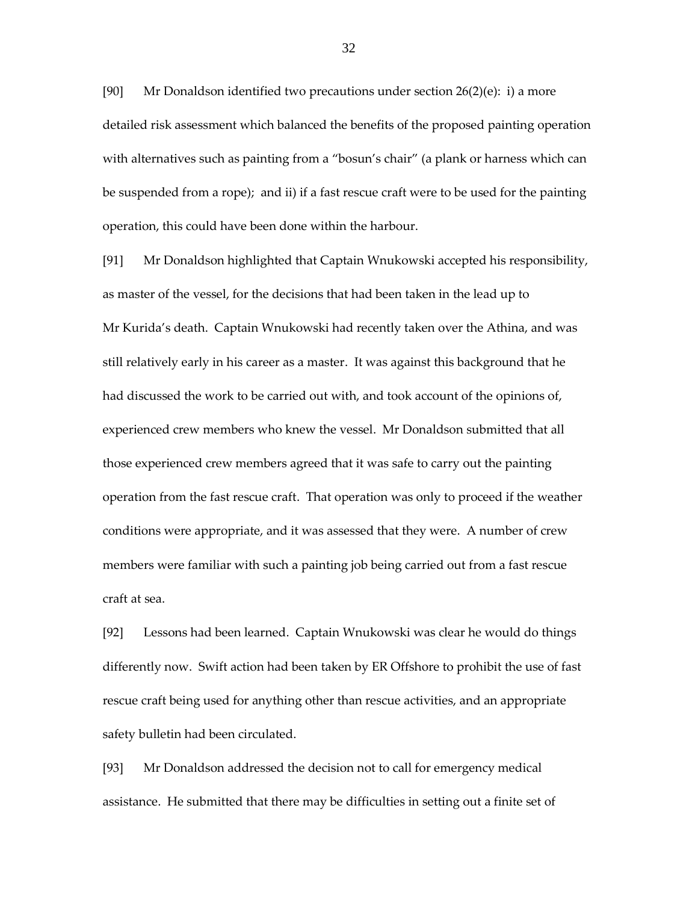[90] Mr Donaldson identified two precautions under section 26(2)(e): i) a more detailed risk assessment which balanced the benefits of the proposed painting operation with alternatives such as painting from a "bosun's chair" (a plank or harness which can be suspended from a rope); and ii) if a fast rescue craft were to be used for the painting operation, this could have been done within the harbour.

[91] Mr Donaldson highlighted that Captain Wnukowski accepted his responsibility, as master of the vessel, for the decisions that had been taken in the lead up to Mr Kurida's death. Captain Wnukowski had recently taken over the Athina, and was still relatively early in his career as a master. It was against this background that he had discussed the work to be carried out with, and took account of the opinions of, experienced crew members who knew the vessel. Mr Donaldson submitted that all those experienced crew members agreed that it was safe to carry out the painting operation from the fast rescue craft. That operation was only to proceed if the weather conditions were appropriate, and it was assessed that they were. A number of crew members were familiar with such a painting job being carried out from a fast rescue craft at sea.

[92] Lessons had been learned. Captain Wnukowski was clear he would do things differently now. Swift action had been taken by ER Offshore to prohibit the use of fast rescue craft being used for anything other than rescue activities, and an appropriate safety bulletin had been circulated.

[93] Mr Donaldson addressed the decision not to call for emergency medical assistance. He submitted that there may be difficulties in setting out a finite set of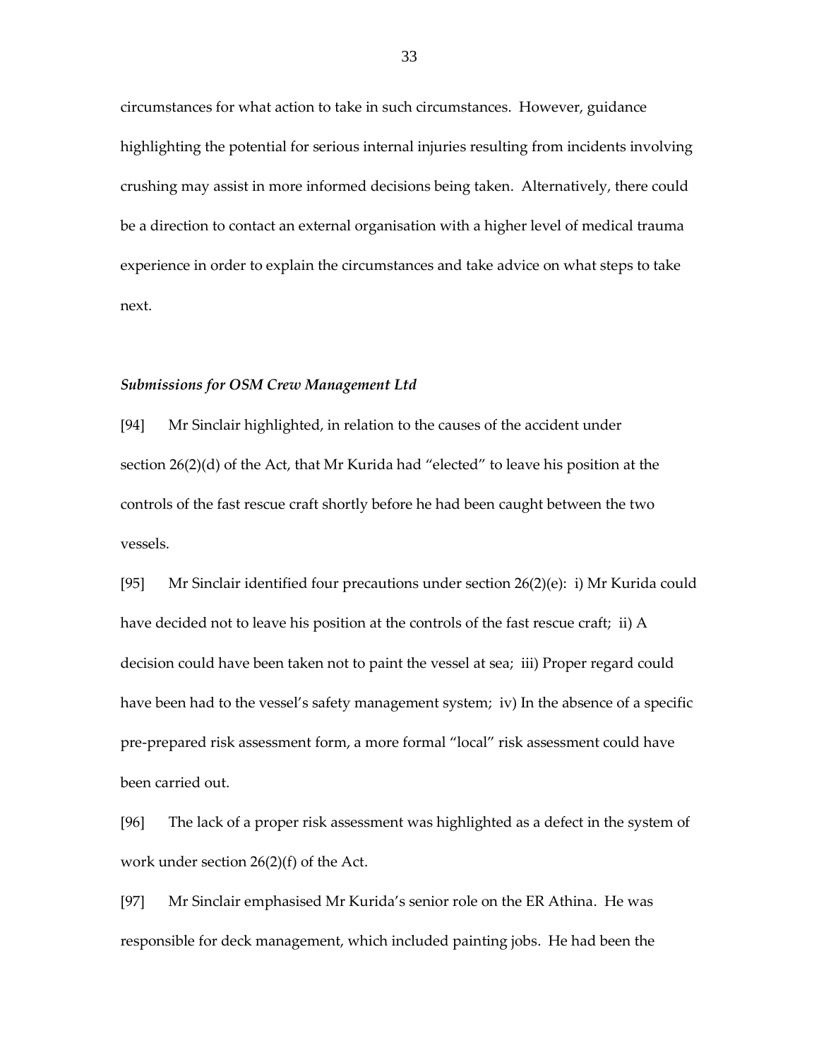circumstances for what action to take in such circumstances. However, guidance highlighting the potential for serious internal injuries resulting from incidents involving crushing may assist in more informed decisions being taken. Alternatively, there could be a direction to contact an external organisation with a higher level of medical trauma experience in order to explain the circumstances and take advice on what steps to take next.

***Submissions for OSM Crew Management Ltd***

[94] Mr Sinclair highlighted, in relation to the causes of the accident under section 26(2)(d) of the Act, that Mr Kurida had "elected" to leave his position at the controls of the fast rescue craft shortly before he had been caught between the two vessels.

[95] Mr Sinclair identified four precautions under section 26(2)(e): i) Mr Kurida could have decided not to leave his position at the controls of the fast rescue craft; ii) A decision could have been taken not to paint the vessel at sea; iii) Proper regard could have been had to the vessel's safety management system; iv) In the absence of a specific pre-prepared risk assessment form, a more formal "local" risk assessment could have been carried out.

[96] The lack of a proper risk assessment was highlighted as a defect in the system of work under section 26(2)(f) of the Act.

[97] Mr Sinclair emphasised Mr Kurida's senior role on the ER Athina. He was responsible for deck management, which included painting jobs. He had been the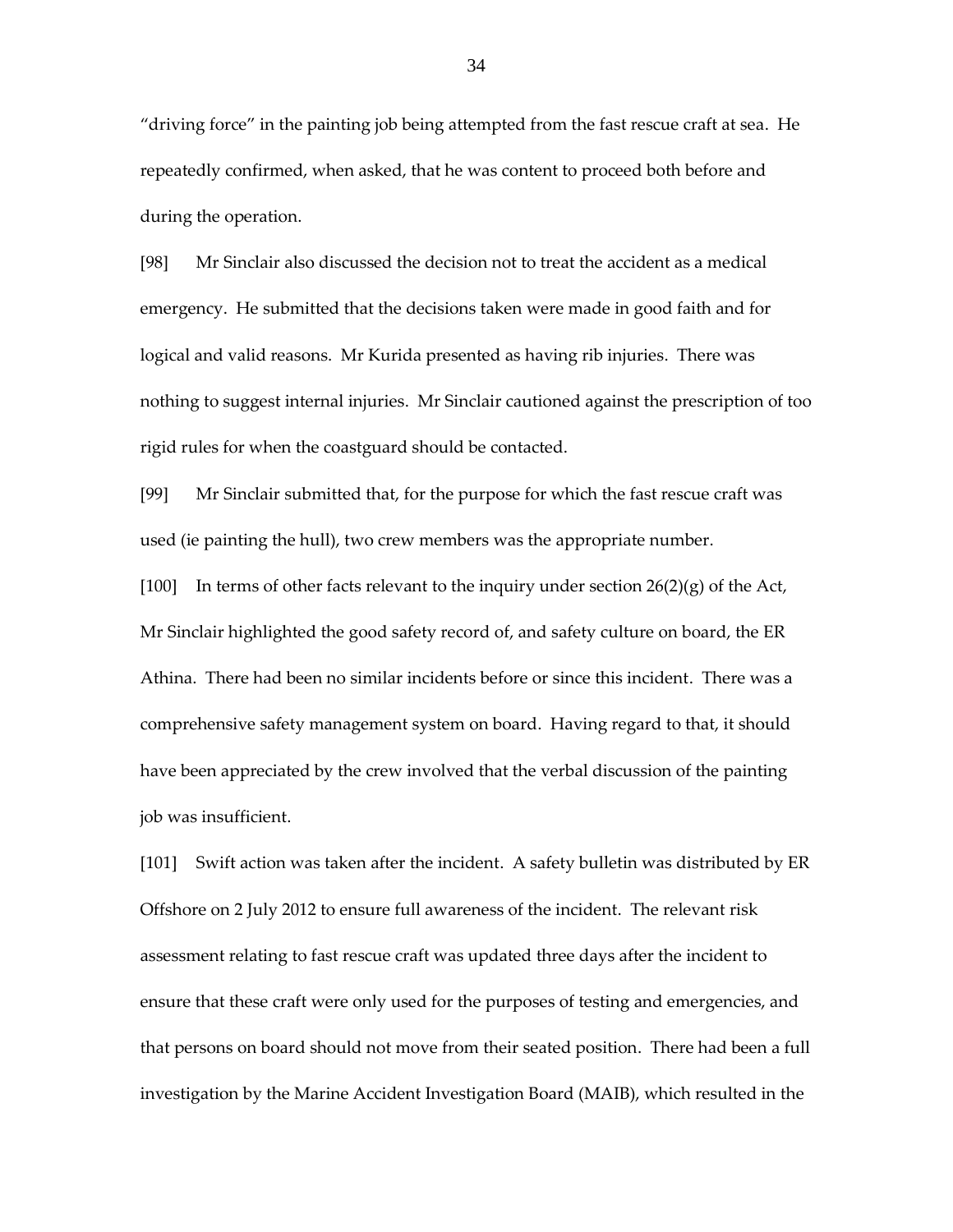"driving force" in the painting job being attempted from the fast rescue craft at sea. He repeatedly confirmed, when asked, that he was content to proceed both before and during the operation.

[98] Mr Sinclair also discussed the decision not to treat the accident as a medical emergency. He submitted that the decisions taken were made in good faith and for logical and valid reasons. Mr Kurida presented as having rib injuries. There was nothing to suggest internal injuries. Mr Sinclair cautioned against the prescription of too rigid rules for when the coastguard should be contacted.

[99] Mr Sinclair submitted that, for the purpose for which the fast rescue craft was used (ie painting the hull), two crew members was the appropriate number.

[100] In terms of other facts relevant to the inquiry under section 26(2)(g) of the Act, Mr Sinclair highlighted the good safety record of, and safety culture on board, the ER Athina. There had been no similar incidents before or since this incident. There was a comprehensive safety management system on board. Having regard to that, it should have been appreciated by the crew involved that the verbal discussion of the painting job was insufficient.

[101] Swift action was taken after the incident. A safety bulletin was distributed by ER Offshore on 2 July 2012 to ensure full awareness of the incident. The relevant risk assessment relating to fast rescue craft was updated three days after the incident to ensure that these craft were only used for the purposes of testing and emergencies, and that persons on board should not move from their seated position. There had been a full investigation by the Marine Accident Investigation Board (MAIB), which resulted in the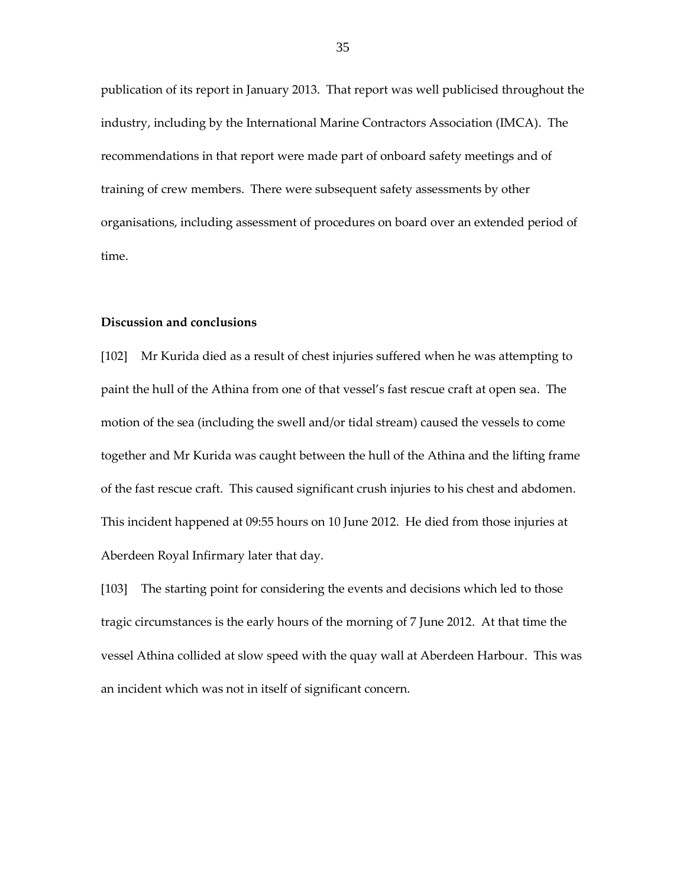publication of its report in January 2013. That report was well publicised throughout the industry, including by the International Marine Contractors Association (IMCA). The recommendations in that report were made part of onboard safety meetings and of training of crew members. There were subsequent safety assessments by other organisations, including assessment of procedures on board over an extended period of time.

## Discussion and conclusions

[102] Mr Kurida died as a result of chest injuries suffered when he was attempting to paint the hull of the Athina from one of that vessel's fast rescue craft at open sea. The motion of the sea (including the swell and/or tidal stream) caused the vessels to come together and Mr Kurida was caught between the hull of the Athina and the lifting frame of the fast rescue craft. This caused significant crush injuries to his chest and abdomen. This incident happened at 09:55 hours on 10 June 2012. He died from those injuries at Aberdeen Royal Infirmary later that day.

[103] The starting point for considering the events and decisions which led to those tragic circumstances is the early hours of the morning of 7 June 2012. At that time the vessel Athina collided at slow speed with the quay wall at Aberdeen Harbour. This was an incident which was not in itself of significant concern.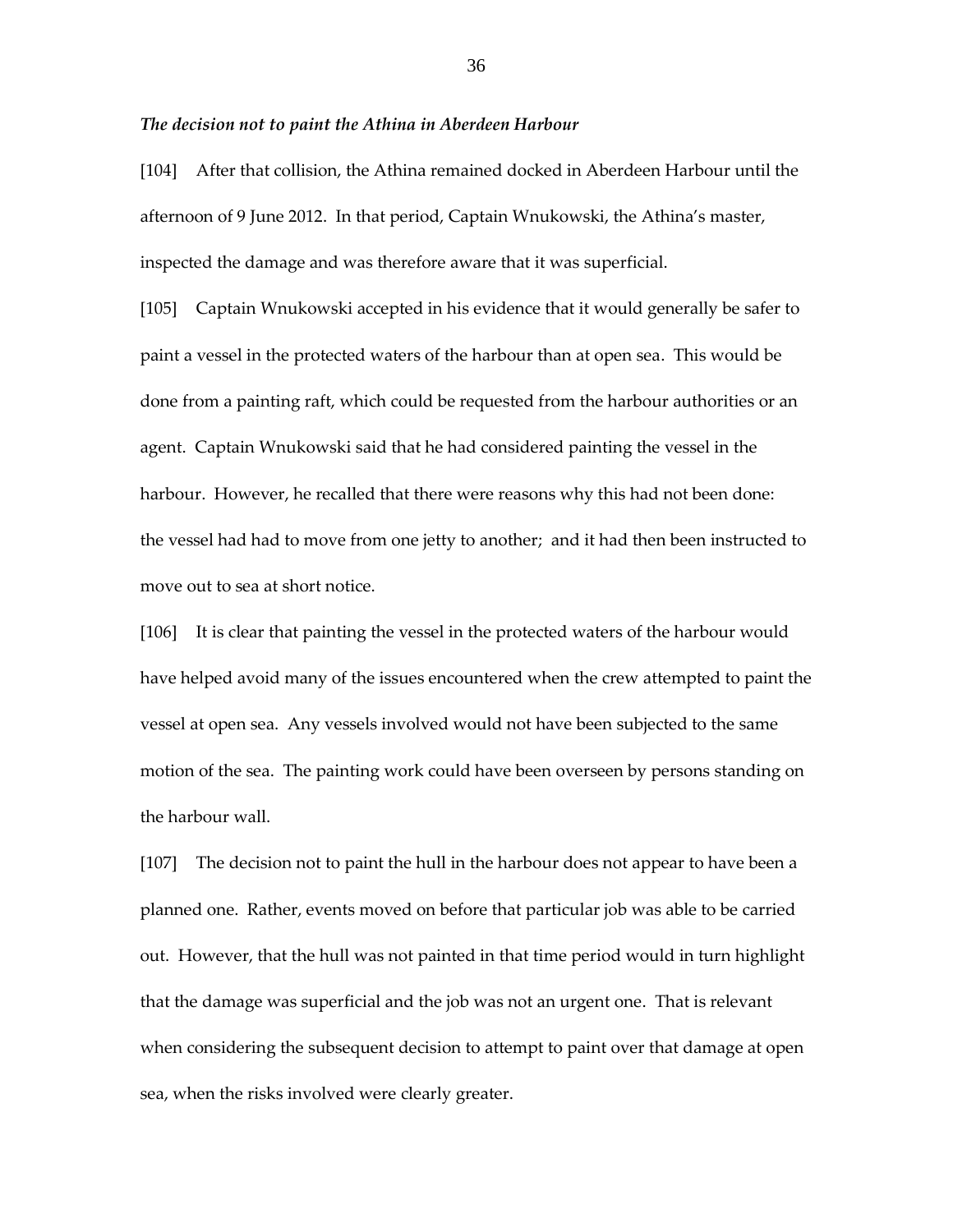### *The decision not to paint the Athina in Aberdeen Harbour*

[104] After that collision, the Athina remained docked in Aberdeen Harbour until the afternoon of 9 June 2012. In that period, Captain Wnukowski, the Athina's master, inspected the damage and was therefore aware that it was superficial.

[105] Captain Wnukowski accepted in his evidence that it would generally be safer to paint a vessel in the protected waters of the harbour than at open sea. This would be done from a painting raft, which could be requested from the harbour authorities or an agent. Captain Wnukowski said that he had considered painting the vessel in the harbour. However, he recalled that there were reasons why this had not been done: the vessel had had to move from one jetty to another; and it had then been instructed to move out to sea at short notice.

[106] It is clear that painting the vessel in the protected waters of the harbour would have helped avoid many of the issues encountered when the crew attempted to paint the vessel at open sea. Any vessels involved would not have been subjected to the same motion of the sea. The painting work could have been overseen by persons standing on the harbour wall.

[107] The decision not to paint the hull in the harbour does not appear to have been a planned one. Rather, events moved on before that particular job was able to be carried out. However, that the hull was not painted in that time period would in turn highlight that the damage was superficial and the job was not an urgent one. That is relevant when considering the subsequent decision to attempt to paint over that damage at open sea, when the risks involved were clearly greater.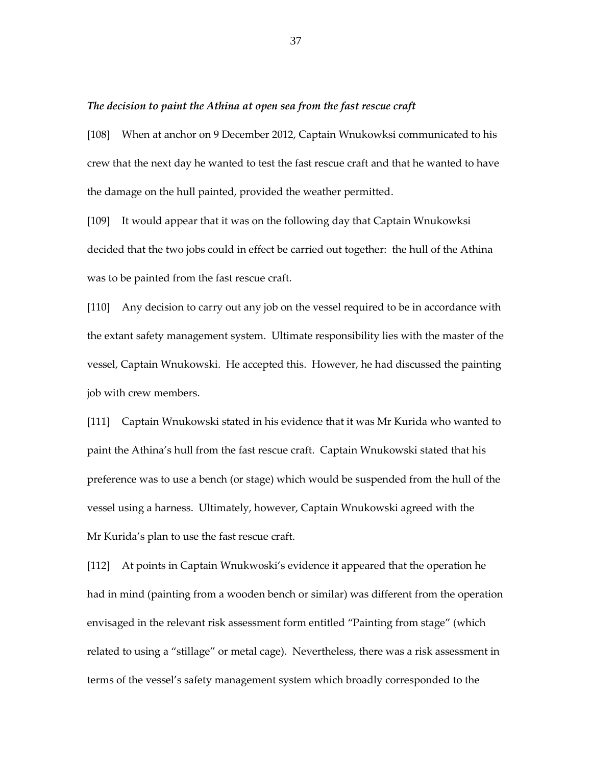*The decision to paint the Athina at open sea from the fast rescue craft*

[108] When at anchor on 9 December 2012, Captain Wnukowksi communicated to his crew that the next day he wanted to test the fast rescue craft and that he wanted to have the damage on the hull painted, provided the weather permitted.

[109] It would appear that it was on the following day that Captain Wnukowksi decided that the two jobs could in effect be carried out together: the hull of the Athina was to be painted from the fast rescue craft.

[110] Any decision to carry out any job on the vessel required to be in accordance with the extant safety management system. Ultimate responsibility lies with the master of the vessel, Captain Wnukowski. He accepted this. However, he had discussed the painting job with crew members.

[111] Captain Wnukowski stated in his evidence that it was Mr Kurida who wanted to paint the Athina's hull from the fast rescue craft. Captain Wnukowski stated that his preference was to use a bench (or stage) which would be suspended from the hull of the vessel using a harness. Ultimately, however, Captain Wnukowski agreed with the Mr Kurida's plan to use the fast rescue craft.

[112] At points in Captain Wnukwoski's evidence it appeared that the operation he had in mind (painting from a wooden bench or similar) was different from the operation envisaged in the relevant risk assessment form entitled "Painting from stage" (which related to using a "stillage" or metal cage). Nevertheless, there was a risk assessment in terms of the vessel's safety management system which broadly corresponded to the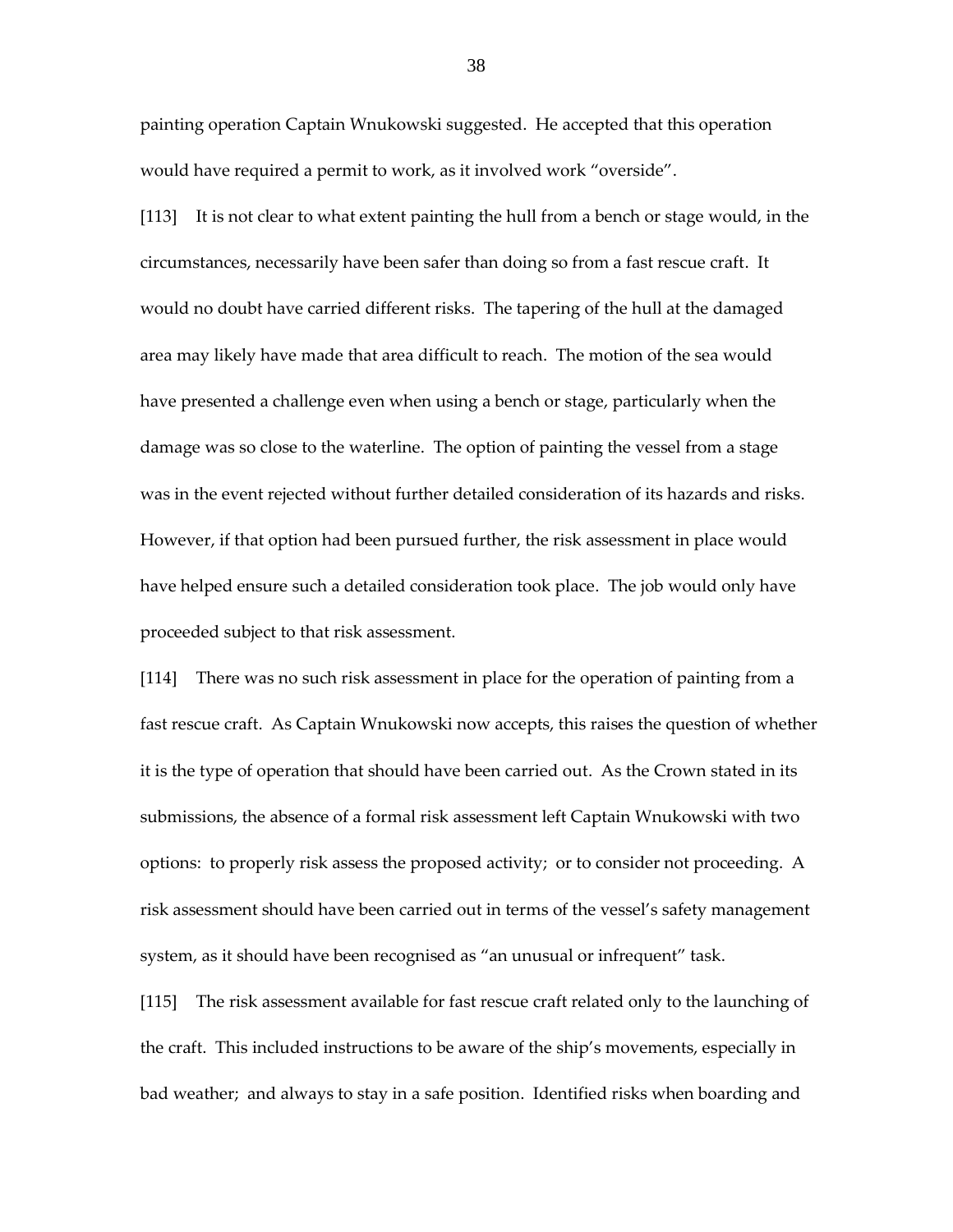painting operation Captain Wnukowski suggested. He accepted that this operation would have required a permit to work, as it involved work "overside".

[113] It is not clear to what extent painting the hull from a bench or stage would, in the circumstances, necessarily have been safer than doing so from a fast rescue craft. It would no doubt have carried different risks. The tapering of the hull at the damaged area may likely have made that area difficult to reach. The motion of the sea would have presented a challenge even when using a bench or stage, particularly when the damage was so close to the waterline. The option of painting the vessel from a stage was in the event rejected without further detailed consideration of its hazards and risks. However, if that option had been pursued further, the risk assessment in place would have helped ensure such a detailed consideration took place. The job would only have proceeded subject to that risk assessment.

[114] There was no such risk assessment in place for the operation of painting from a fast rescue craft. As Captain Wnukowski now accepts, this raises the question of whether it is the type of operation that should have been carried out. As the Crown stated in its submissions, the absence of a formal risk assessment left Captain Wnukowski with two options: to properly risk assess the proposed activity; or to consider not proceeding. A risk assessment should have been carried out in terms of the vessel's safety management system, as it should have been recognised as "an unusual or infrequent" task.

[115] The risk assessment available for fast rescue craft related only to the launching of the craft. This included instructions to be aware of the ship's movements, especially in bad weather; and always to stay in a safe position. Identified risks when boarding and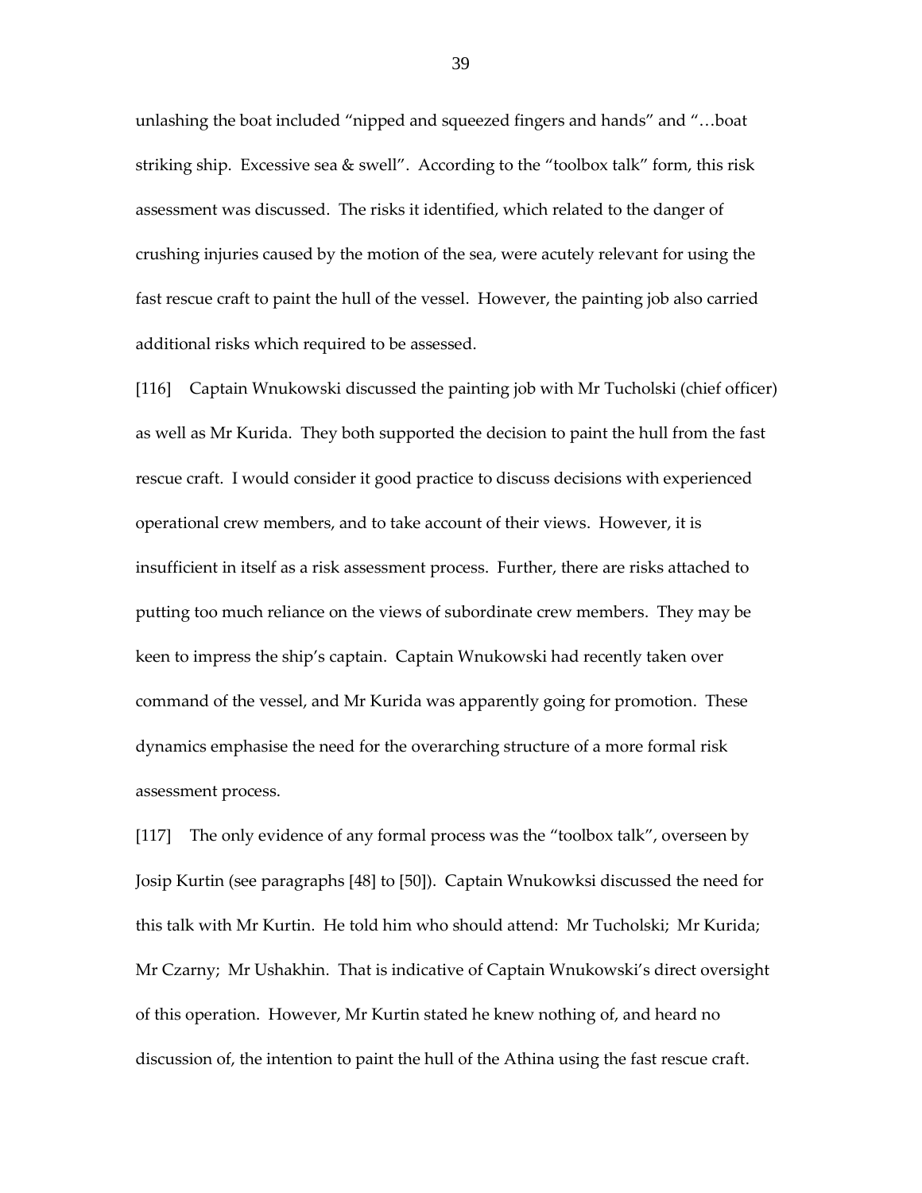unlashing the boat included "nipped and squeezed fingers and hands" and "…boat striking ship. Excessive sea & swell". According to the "toolbox talk" form, this risk assessment was discussed. The risks it identified, which related to the danger of crushing injuries caused by the motion of the sea, were acutely relevant for using the fast rescue craft to paint the hull of the vessel. However, the painting job also carried additional risks which required to be assessed.

[116] Captain Wnukowski discussed the painting job with Mr Tucholski (chief officer) as well as Mr Kurida. They both supported the decision to paint the hull from the fast rescue craft. I would consider it good practice to discuss decisions with experienced operational crew members, and to take account of their views. However, it is insufficient in itself as a risk assessment process. Further, there are risks attached to putting too much reliance on the views of subordinate crew members. They may be keen to impress the ship's captain. Captain Wnukowski had recently taken over command of the vessel, and Mr Kurida was apparently going for promotion. These dynamics emphasise the need for the overarching structure of a more formal risk assessment process.

[117] The only evidence of any formal process was the "toolbox talk", overseen by Josip Kurtin (see paragraphs [48] to [50]). Captain Wnukowksi discussed the need for this talk with Mr Kurtin. He told him who should attend: Mr Tucholski; Mr Kurida; Mr Czarny; Mr Ushakhin. That is indicative of Captain Wnukowski's direct oversight of this operation. However, Mr Kurtin stated he knew nothing of, and heard no discussion of, the intention to paint the hull of the Athina using the fast rescue craft.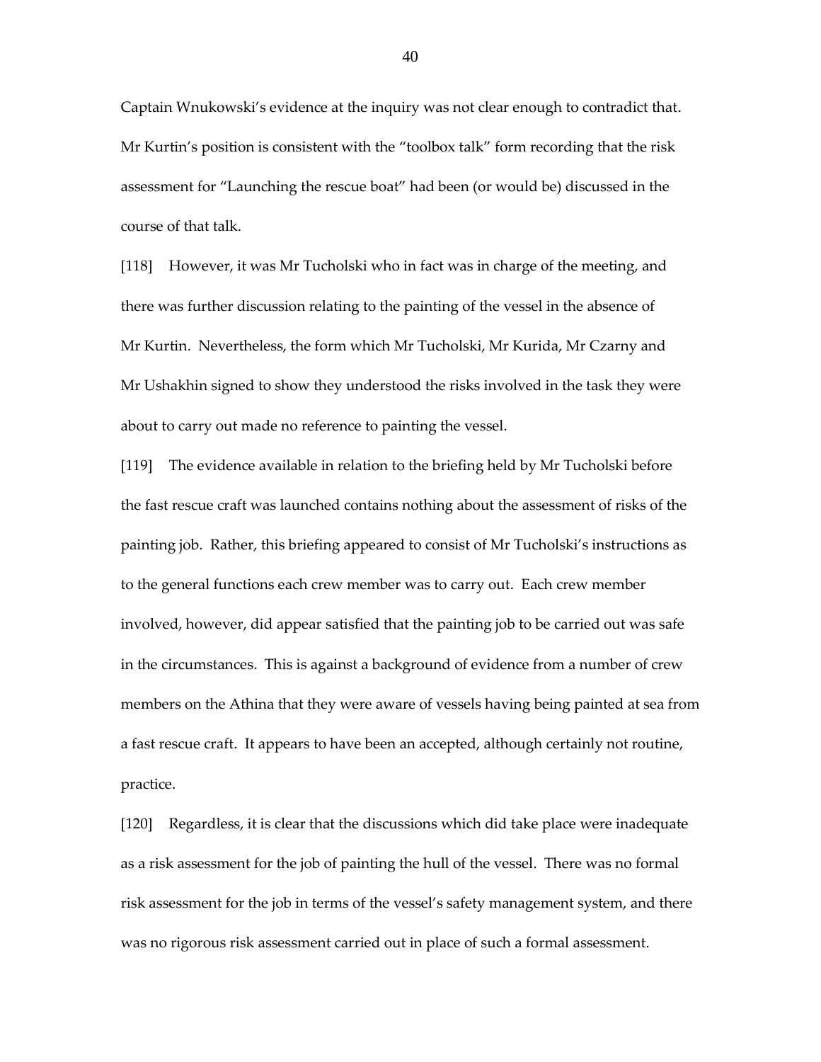Captain Wnukowski's evidence at the inquiry was not clear enough to contradict that. Mr Kurtin's position is consistent with the "toolbox talk" form recording that the risk assessment for "Launching the rescue boat" had been (or would be) discussed in the course of that talk.

[118] However, it was Mr Tucholski who in fact was in charge of the meeting, and there was further discussion relating to the painting of the vessel in the absence of Mr Kurtin. Nevertheless, the form which Mr Tucholski, Mr Kurida, Mr Czarny and Mr Ushakhin signed to show they understood the risks involved in the task they were about to carry out made no reference to painting the vessel.

[119] The evidence available in relation to the briefing held by Mr Tucholski before the fast rescue craft was launched contains nothing about the assessment of risks of the painting job. Rather, this briefing appeared to consist of Mr Tucholski's instructions as to the general functions each crew member was to carry out. Each crew member involved, however, did appear satisfied that the painting job to be carried out was safe in the circumstances. This is against a background of evidence from a number of crew members on the Athina that they were aware of vessels having being painted at sea from a fast rescue craft. It appears to have been an accepted, although certainly not routine, practice.

[120] Regardless, it is clear that the discussions which did take place were inadequate as a risk assessment for the job of painting the hull of the vessel. There was no formal risk assessment for the job in terms of the vessel's safety management system, and there was no rigorous risk assessment carried out in place of such a formal assessment.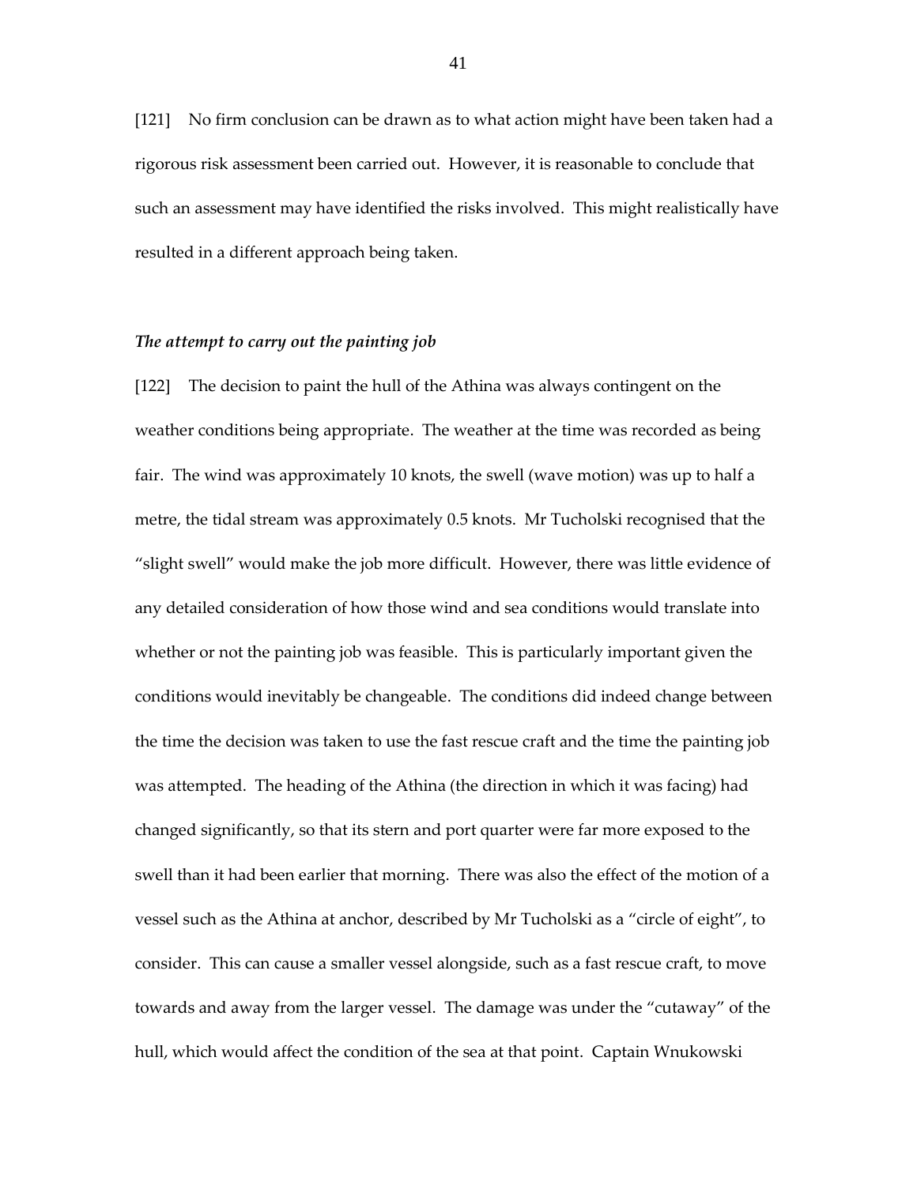[121] No firm conclusion can be drawn as to what action might have been taken had a rigorous risk assessment been carried out. However, it is reasonable to conclude that such an assessment may have identified the risks involved. This might realistically have resulted in a different approach being taken.

### *The attempt to carry out the painting job*

[122] The decision to paint the hull of the Athina was always contingent on the weather conditions being appropriate. The weather at the time was recorded as being fair. The wind was approximately 10 knots, the swell (wave motion) was up to half a metre, the tidal stream was approximately 0.5 knots. Mr Tucholski recognised that the "slight swell" would make the job more difficult. However, there was little evidence of any detailed consideration of how those wind and sea conditions would translate into whether or not the painting job was feasible. This is particularly important given the conditions would inevitably be changeable. The conditions did indeed change between the time the decision was taken to use the fast rescue craft and the time the painting job was attempted. The heading of the Athina (the direction in which it was facing) had changed significantly, so that its stern and port quarter were far more exposed to the swell than it had been earlier that morning. There was also the effect of the motion of a vessel such as the Athina at anchor, described by Mr Tucholski as a "circle of eight", to consider. This can cause a smaller vessel alongside, such as a fast rescue craft, to move towards and away from the larger vessel. The damage was under the "cutaway" of the hull, which would affect the condition of the sea at that point. Captain Wnukowski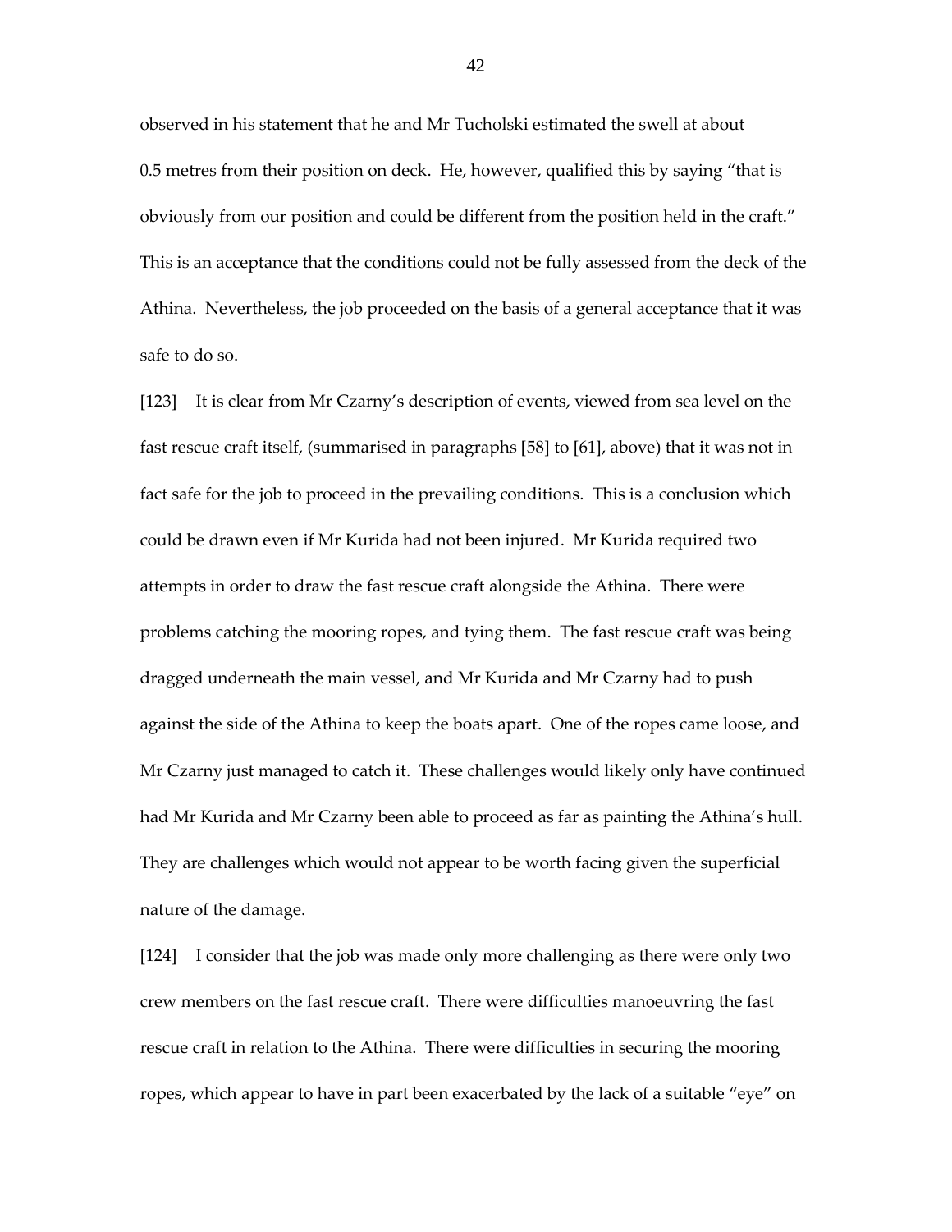observed in his statement that he and Mr Tucholski estimated the swell at about 0.5 metres from their position on deck. He, however, qualified this by saying "that is obviously from our position and could be different from the position held in the craft." This is an acceptance that the conditions could not be fully assessed from the deck of the Athina. Nevertheless, the job proceeded on the basis of a general acceptance that it was safe to do so.

[123] It is clear from Mr Czarny's description of events, viewed from sea level on the fast rescue craft itself, (summarised in paragraphs [58] to [61], above) that it was not in fact safe for the job to proceed in the prevailing conditions. This is a conclusion which could be drawn even if Mr Kurida had not been injured. Mr Kurida required two attempts in order to draw the fast rescue craft alongside the Athina. There were problems catching the mooring ropes, and tying them. The fast rescue craft was being dragged underneath the main vessel, and Mr Kurida and Mr Czarny had to push against the side of the Athina to keep the boats apart. One of the ropes came loose, and Mr Czarny just managed to catch it. These challenges would likely only have continued had Mr Kurida and Mr Czarny been able to proceed as far as painting the Athina's hull. They are challenges which would not appear to be worth facing given the superficial nature of the damage.

[124] I consider that the job was made only more challenging as there were only two crew members on the fast rescue craft. There were difficulties manoeuvring the fast rescue craft in relation to the Athina. There were difficulties in securing the mooring ropes, which appear to have in part been exacerbated by the lack of a suitable "eye" on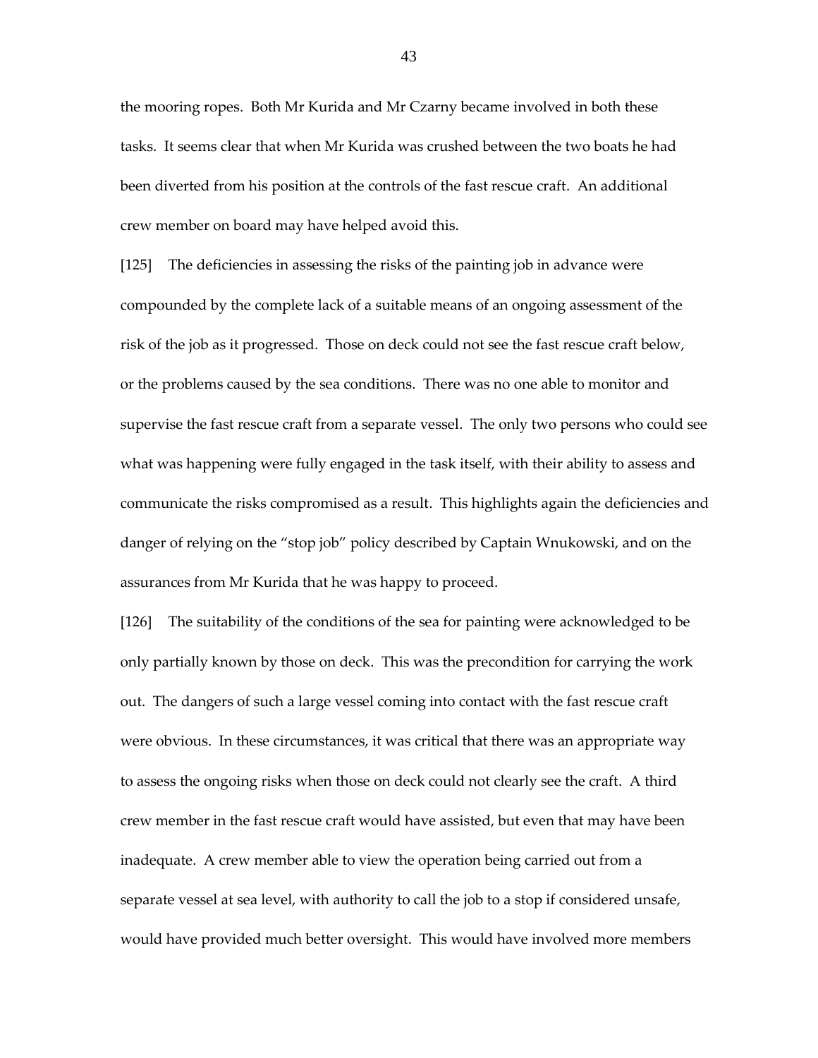the mooring ropes. Both Mr Kurida and Mr Czarny became involved in both these tasks. It seems clear that when Mr Kurida was crushed between the two boats he had been diverted from his position at the controls of the fast rescue craft. An additional crew member on board may have helped avoid this.

[125] The deficiencies in assessing the risks of the painting job in advance were compounded by the complete lack of a suitable means of an ongoing assessment of the risk of the job as it progressed. Those on deck could not see the fast rescue craft below, or the problems caused by the sea conditions. There was no one able to monitor and supervise the fast rescue craft from a separate vessel. The only two persons who could see what was happening were fully engaged in the task itself, with their ability to assess and communicate the risks compromised as a result. This highlights again the deficiencies and danger of relying on the "stop job" policy described by Captain Wnukowski, and on the assurances from Mr Kurida that he was happy to proceed.

[126] The suitability of the conditions of the sea for painting were acknowledged to be only partially known by those on deck. This was the precondition for carrying the work out. The dangers of such a large vessel coming into contact with the fast rescue craft were obvious. In these circumstances, it was critical that there was an appropriate way to assess the ongoing risks when those on deck could not clearly see the craft. A third crew member in the fast rescue craft would have assisted, but even that may have been inadequate. A crew member able to view the operation being carried out from a separate vessel at sea level, with authority to call the job to a stop if considered unsafe, would have provided much better oversight. This would have involved more members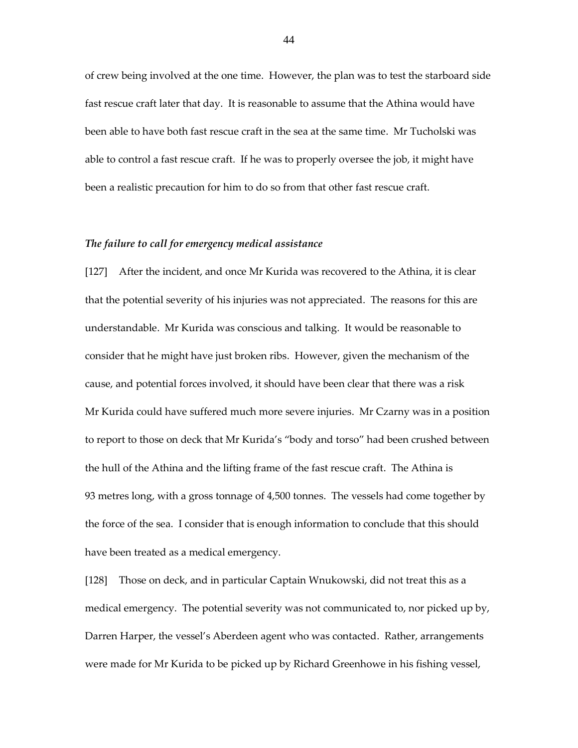of crew being involved at the one time. However, the plan was to test the starboard side fast rescue craft later that day. It is reasonable to assume that the Athina would have been able to have both fast rescue craft in the sea at the same time. Mr Tucholski was able to control a fast rescue craft. If he was to properly oversee the job, it might have been a realistic precaution for him to do so from that other fast rescue craft.

### *The failure to call for emergency medical assistance*

[127] After the incident, and once Mr Kurida was recovered to the Athina, it is clear that the potential severity of his injuries was not appreciated. The reasons for this are understandable. Mr Kurida was conscious and talking. It would be reasonable to consider that he might have just broken ribs. However, given the mechanism of the cause, and potential forces involved, it should have been clear that there was a risk Mr Kurida could have suffered much more severe injuries. Mr Czarny was in a position to report to those on deck that Mr Kurida's "body and torso" had been crushed between the hull of the Athina and the lifting frame of the fast rescue craft. The Athina is 93 metres long, with a gross tonnage of 4,500 tonnes. The vessels had come together by the force of the sea. I consider that is enough information to conclude that this should have been treated as a medical emergency.

[128] Those on deck, and in particular Captain Wnukowski, did not treat this as a medical emergency. The potential severity was not communicated to, nor picked up by, Darren Harper, the vessel's Aberdeen agent who was contacted. Rather, arrangements were made for Mr Kurida to be picked up by Richard Greenhowe in his fishing vessel,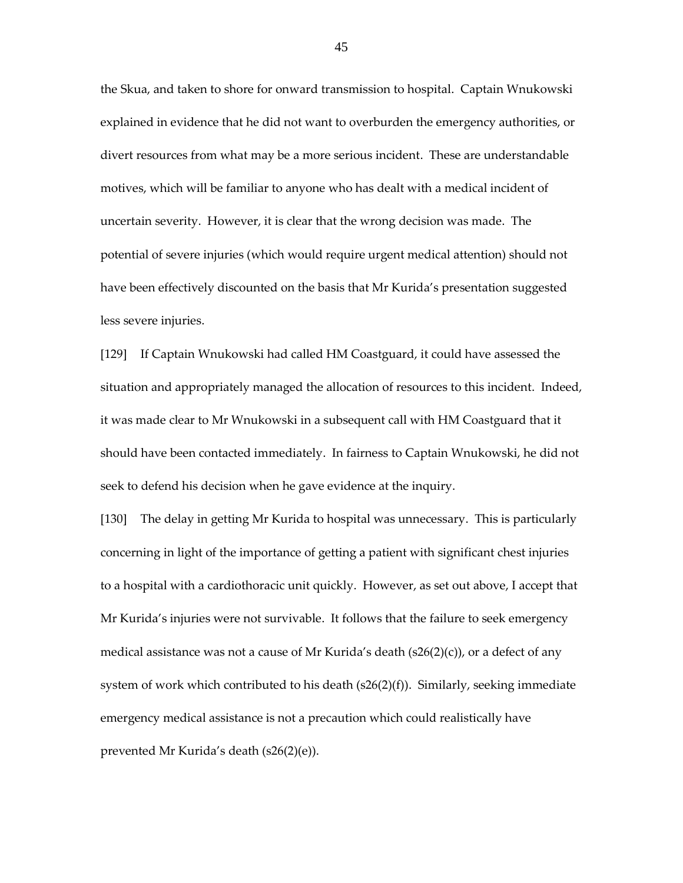the Skua, and taken to shore for onward transmission to hospital. Captain Wnukowski explained in evidence that he did not want to overburden the emergency authorities, or divert resources from what may be a more serious incident. These are understandable motives, which will be familiar to anyone who has dealt with a medical incident of uncertain severity. However, it is clear that the wrong decision was made. The potential of severe injuries (which would require urgent medical attention) should not have been effectively discounted on the basis that Mr Kurida's presentation suggested less severe injuries.

[129] If Captain Wnukowski had called HM Coastguard, it could have assessed the situation and appropriately managed the allocation of resources to this incident. Indeed, it was made clear to Mr Wnukowski in a subsequent call with HM Coastguard that it should have been contacted immediately. In fairness to Captain Wnukowski, he did not seek to defend his decision when he gave evidence at the inquiry.

[130] The delay in getting Mr Kurida to hospital was unnecessary. This is particularly concerning in light of the importance of getting a patient with significant chest injuries to a hospital with a cardiothoracic unit quickly. However, as set out above, I accept that Mr Kurida's injuries were not survivable. It follows that the failure to seek emergency medical assistance was not a cause of Mr Kurida's death (s26(2)(c)), or a defect of any system of work which contributed to his death (s26(2)(f)). Similarly, seeking immediate emergency medical assistance is not a precaution which could realistically have prevented Mr Kurida's death (s26(2)(e)).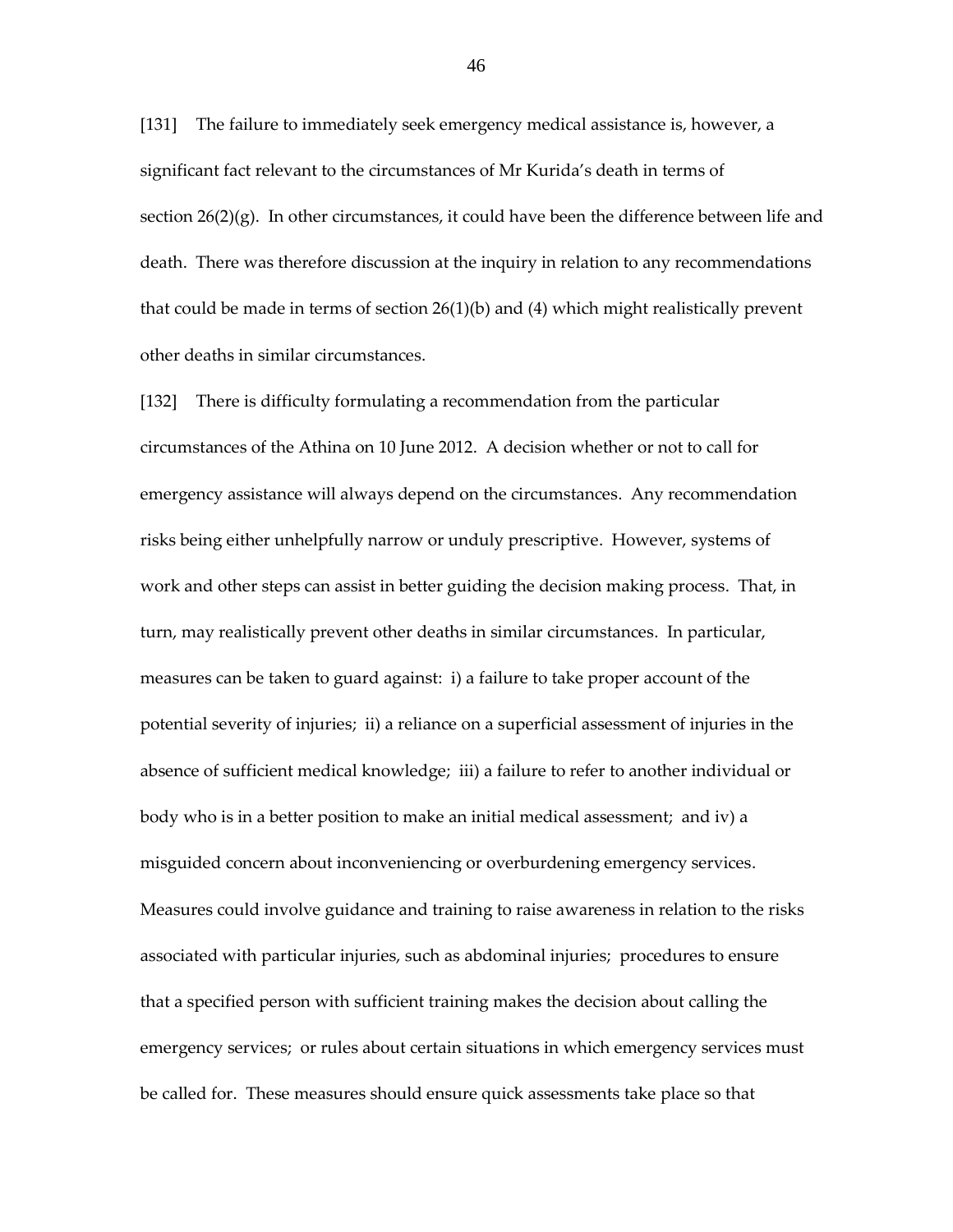[131] The failure to immediately seek emergency medical assistance is, however, a significant fact relevant to the circumstances of Mr Kurida's death in terms of section 26(2)(g). In other circumstances, it could have been the difference between life and death. There was therefore discussion at the inquiry in relation to any recommendations that could be made in terms of section 26(1)(b) and (4) which might realistically prevent other deaths in similar circumstances.

[132] There is difficulty formulating a recommendation from the particular circumstances of the Athina on 10 June 2012. A decision whether or not to call for emergency assistance will always depend on the circumstances. Any recommendation risks being either unhelpfully narrow or unduly prescriptive. However, systems of work and other steps can assist in better guiding the decision making process. That, in turn, may realistically prevent other deaths in similar circumstances. In particular, measures can be taken to guard against: i) a failure to take proper account of the potential severity of injuries; ii) a reliance on a superficial assessment of injuries in the absence of sufficient medical knowledge; iii) a failure to refer to another individual or body who is in a better position to make an initial medical assessment; and iv) a misguided concern about inconveniencing or overburdening emergency services. Measures could involve guidance and training to raise awareness in relation to the risks associated with particular injuries, such as abdominal injuries; procedures to ensure that a specified person with sufficient training makes the decision about calling the emergency services; or rules about certain situations in which emergency services must be called for. These measures should ensure quick assessments take place so that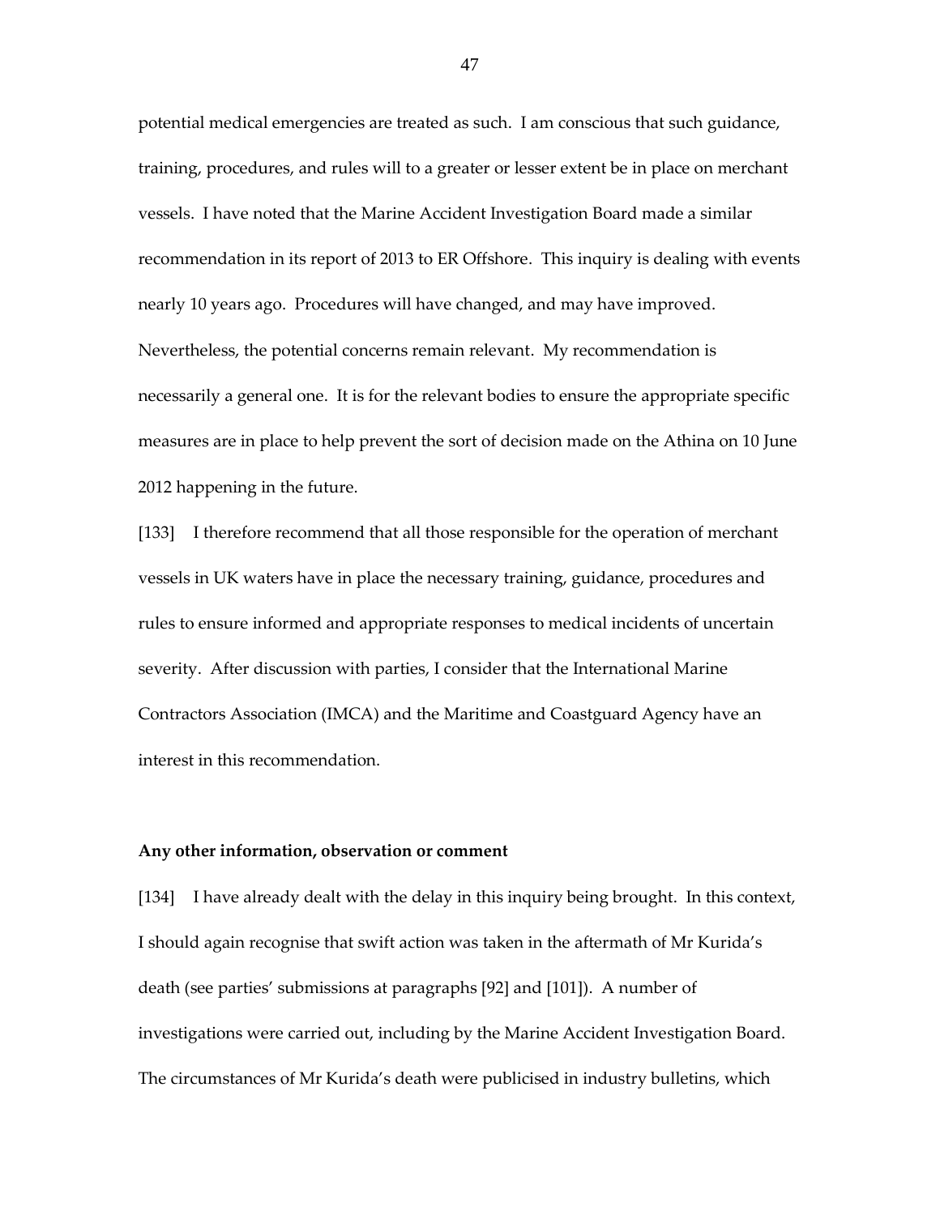potential medical emergencies are treated as such. I am conscious that such guidance, training, procedures, and rules will to a greater or lesser extent be in place on merchant vessels. I have noted that the Marine Accident Investigation Board made a similar recommendation in its report of 2013 to ER Offshore. This inquiry is dealing with events nearly 10 years ago. Procedures will have changed, and may have improved. Nevertheless, the potential concerns remain relevant. My recommendation is necessarily a general one. It is for the relevant bodies to ensure the appropriate specific measures are in place to help prevent the sort of decision made on the Athina on 10 June 2012 happening in the future.

[133] I therefore recommend that all those responsible for the operation of merchant vessels in UK waters have in place the necessary training, guidance, procedures and rules to ensure informed and appropriate responses to medical incidents of uncertain severity. After discussion with parties, I consider that the International Marine Contractors Association (IMCA) and the Maritime and Coastguard Agency have an interest in this recommendation.

**Any other information, observation or comment**

[134] I have already dealt with the delay in this inquiry being brought. In this context, I should again recognise that swift action was taken in the aftermath of Mr Kurida's death (see parties' submissions at paragraphs [92] and [101]). A number of investigations were carried out, including by the Marine Accident Investigation Board. The circumstances of Mr Kurida's death were publicised in industry bulletins, which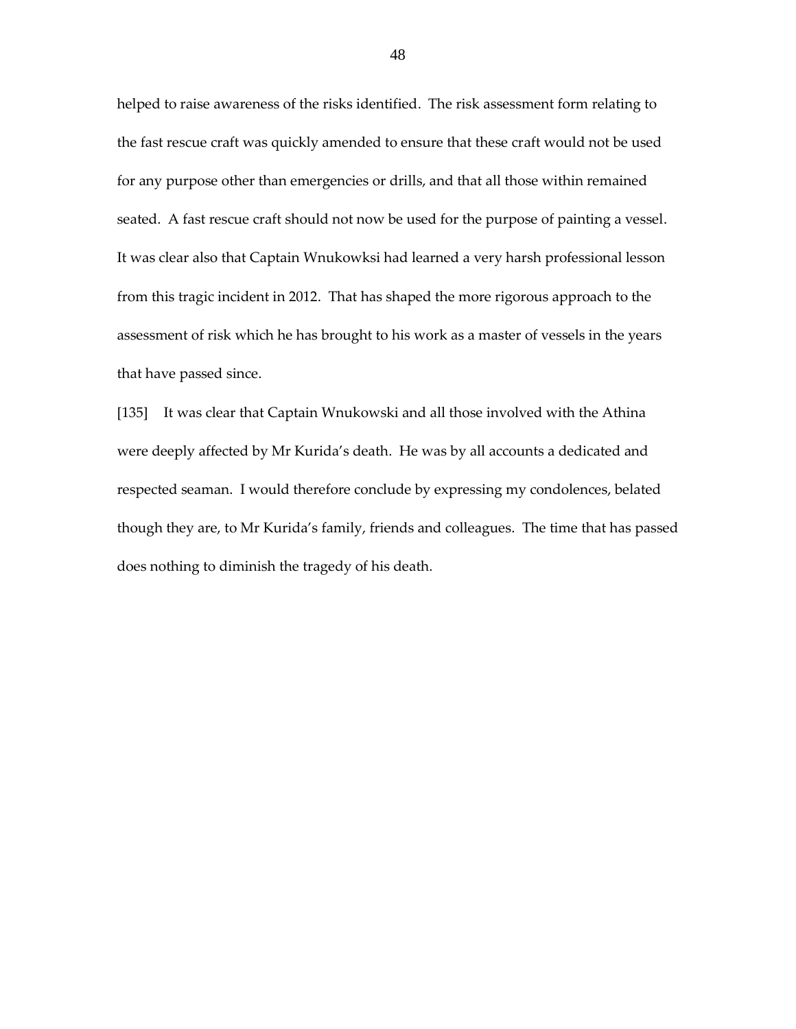helped to raise awareness of the risks identified. The risk assessment form relating to the fast rescue craft was quickly amended to ensure that these craft would not be used for any purpose other than emergencies or drills, and that all those within remained seated. A fast rescue craft should not now be used for the purpose of painting a vessel. It was clear also that Captain Wnukowksi had learned a very harsh professional lesson from this tragic incident in 2012. That has shaped the more rigorous approach to the assessment of risk which he has brought to his work as a master of vessels in the years that have passed since.

[135] It was clear that Captain Wnukowski and all those involved with the Athina were deeply affected by Mr Kurida's death. He was by all accounts a dedicated and respected seaman. I would therefore conclude by expressing my condolences, belated though they are, to Mr Kurida's family, friends and colleagues. The time that has passed does nothing to diminish the tragedy of his death.